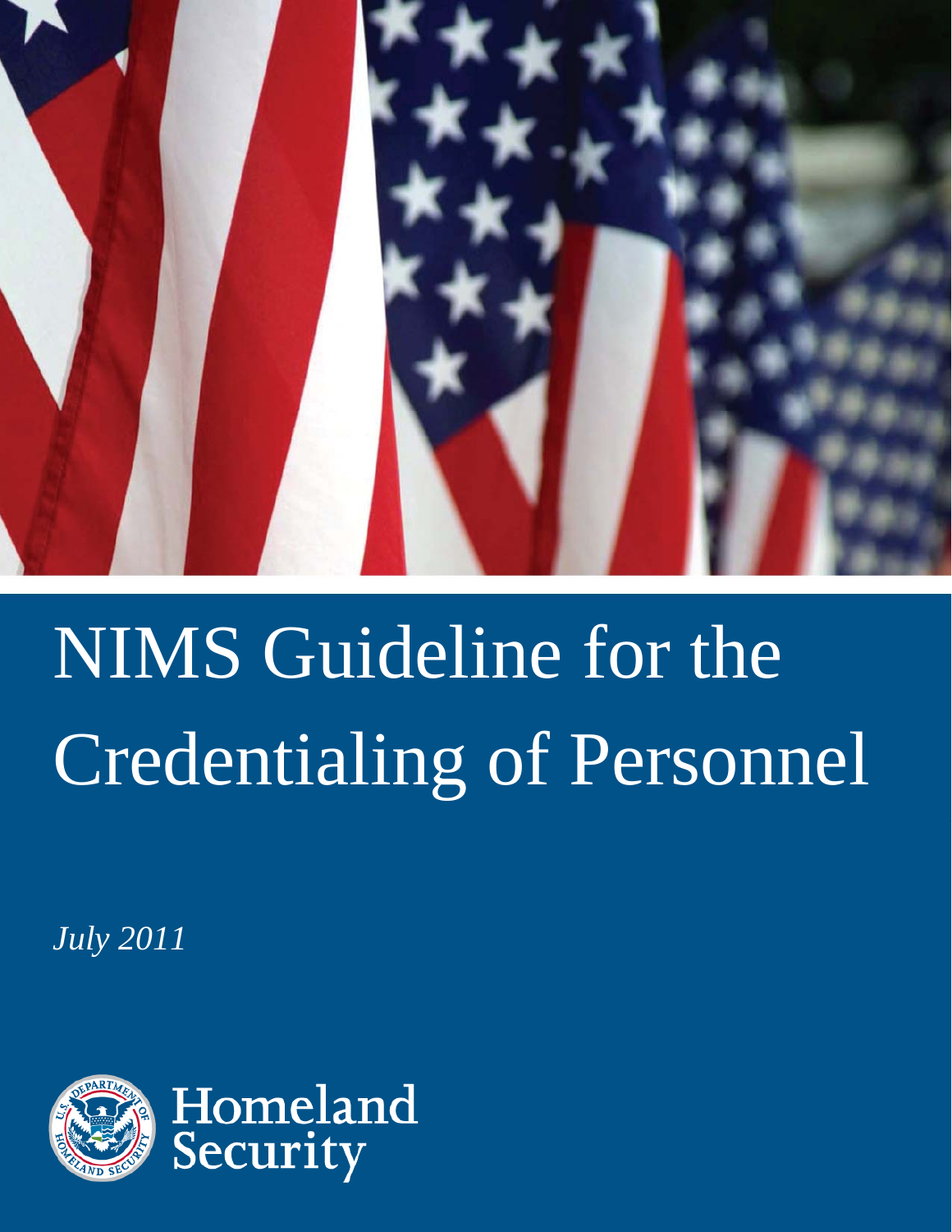# NIMS Guideline for the Credentialing of Personnel

*July 2011*

Homeland Security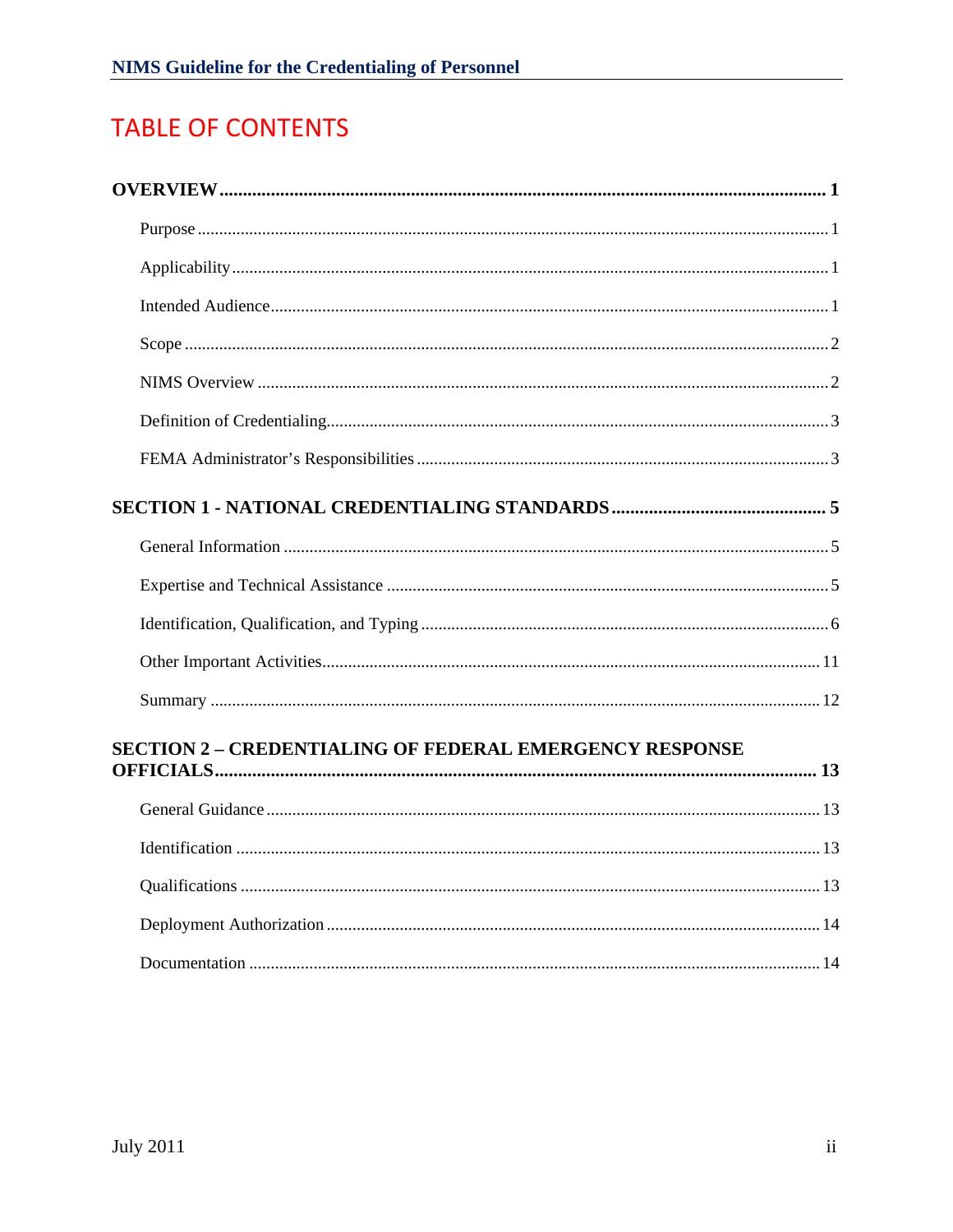# TABLE OF CONTENTS

**OVERVIEW** ........................................................................................................................ **1**

- Purpose ........................................................................................................................ 1
- Applicability ................................................................................................................ 1
- Intended Audience ........................................................................................................ 1
- Scope ........................................................................................................................... 2
- NIMS Overview ........................................................................................................... 2
- Definition of Credentialing .......................................................................................... 3
- FEMA Administrator's Responsibilities ...................................................................... 3

**SECTION 1 - NATIONAL CREDENTIALING STANDARDS** ............................................. **5**

- General Information ..................................................................................................... 5
- Expertise and Technical Assistance ............................................................................. 5
- Identification, Qualification, and Typing ..................................................................... 6
- Other Important Activities .......................................................................................... 11
- Summary .................................................................................................................... 12

**SECTION 2 – CREDENTIALING OF FEDERAL EMERGENCY RESPONSE OFFICIALS** .......................................................................................................................... **13**

- General Guidance ....................................................................................................... 13
- Identification .............................................................................................................. 13
- Qualifications ............................................................................................................. 13
- Deployment Authorization ......................................................................................... 14
- Documentation ........................................................................................................... 14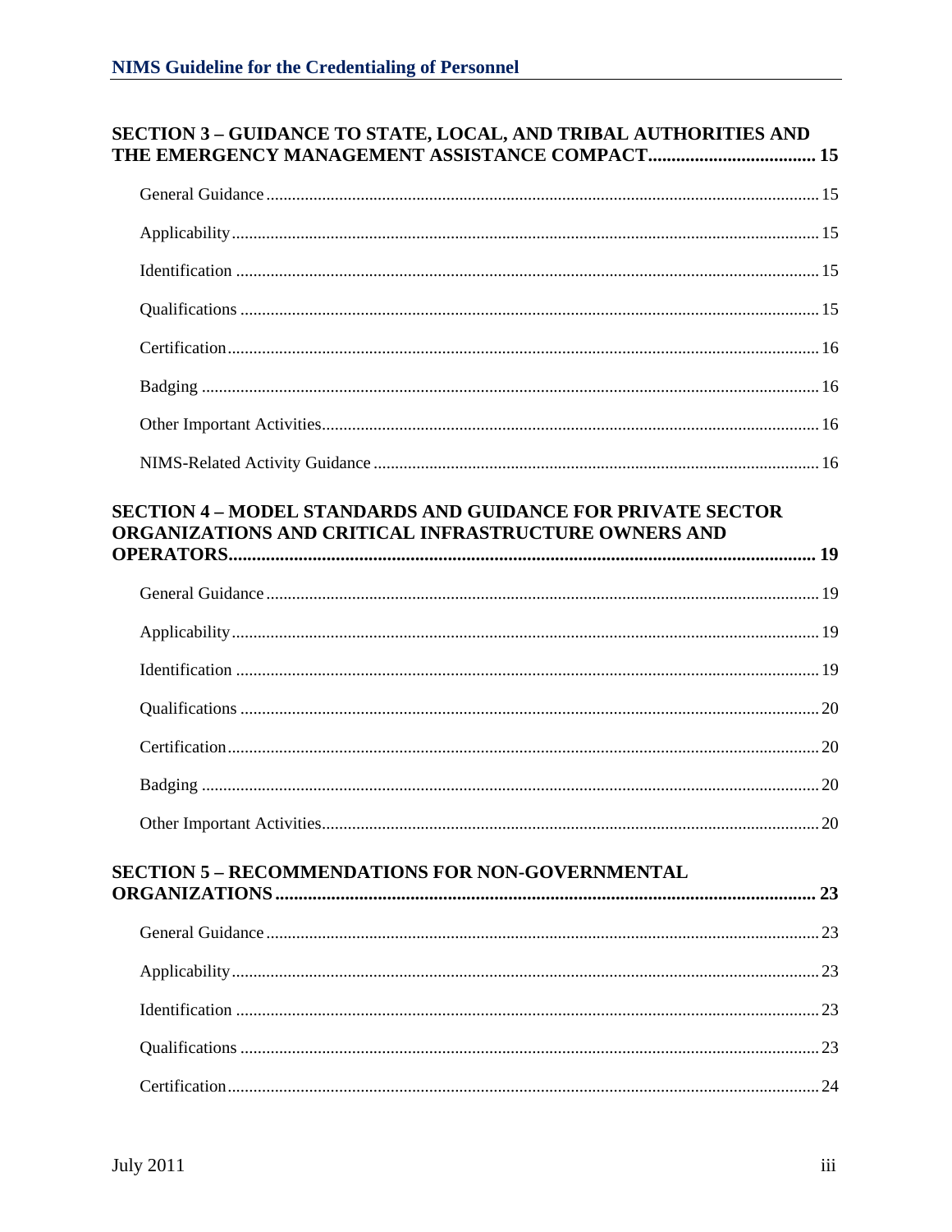**SECTION 3 – GUIDANCE TO STATE, LOCAL, AND TRIBAL AUTHORITIES AND THE EMERGENCY MANAGEMENT ASSISTANCE COMPACT .................................... 15**

General Guidance ........................................................................................................ 15

Applicability ................................................................................................................ 15

Identification ............................................................................................................... 15

Qualifications .............................................................................................................. 15

Certification ................................................................................................................. 16

Badging ....................................................................................................................... 16

Other Important Activities ........................................................................................... 16

NIMS-Related Activity Guidance ............................................................................... 16

**SECTION 4 – MODEL STANDARDS AND GUIDANCE FOR PRIVATE SECTOR ORGANIZATIONS AND CRITICAL INFRASTRUCTURE OWNERS AND OPERATORS ........................................................................................................... 19**

General Guidance ........................................................................................................ 19

Applicability ................................................................................................................ 19

Identification ............................................................................................................... 19

Qualifications .............................................................................................................. 20

Certification ................................................................................................................. 20

Badging ....................................................................................................................... 20

Other Important Activities ........................................................................................... 20

**SECTION 5 – RECOMMENDATIONS FOR NON-GOVERNMENTAL ORGANIZATIONS ................................................................................................... 23**

General Guidance ........................................................................................................ 23

Applicability ................................................................................................................ 23

Identification ............................................................................................................... 23

Qualifications .............................................................................................................. 23

Certification ................................................................................................................. 24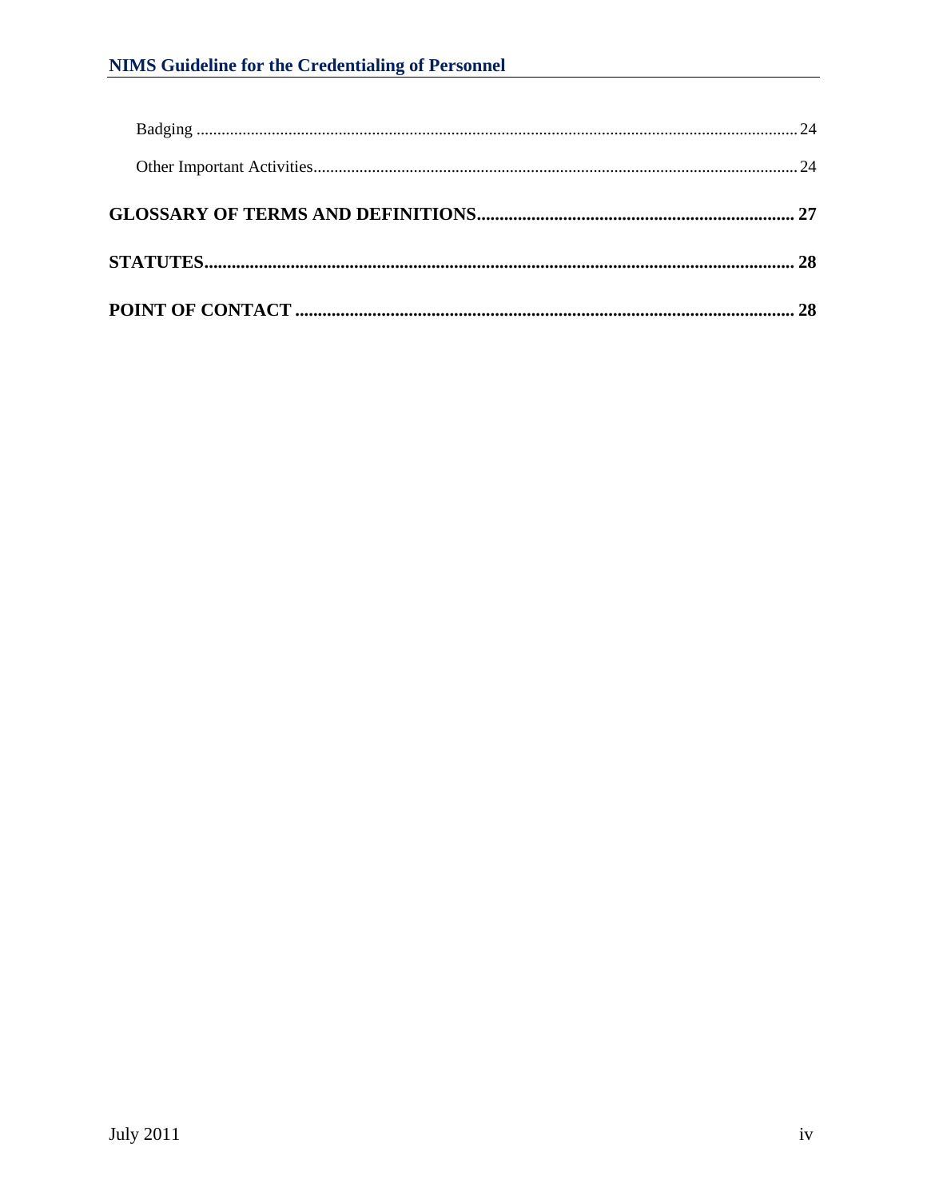Badging ..... 24

Other Important Activities ..... 24

**GLOSSARY OF TERMS AND DEFINITIONS ..... 27**

**STATUTES ..... 28**

**POINT OF CONTACT ..... 28**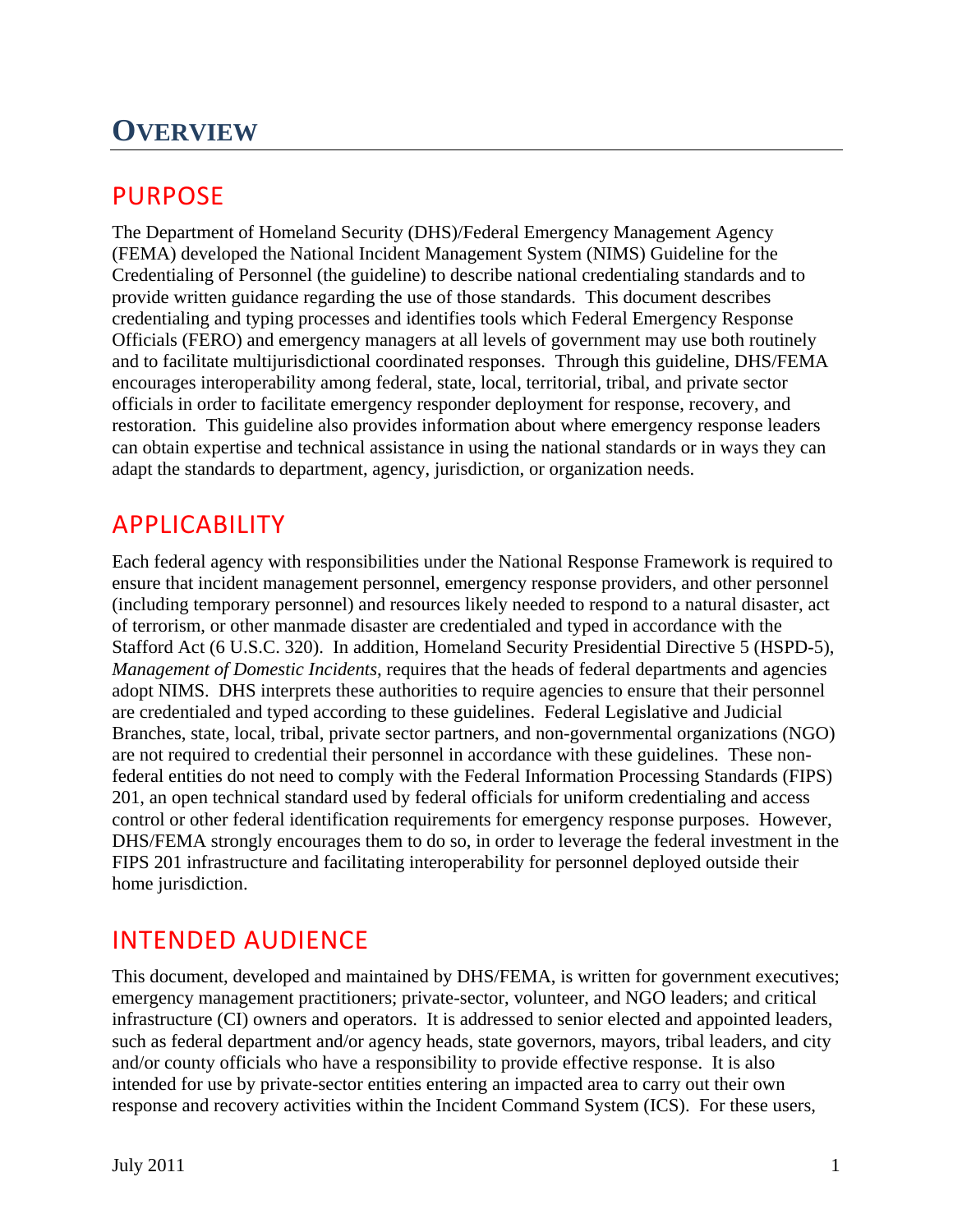# OVERVIEW

## PURPOSE

The Department of Homeland Security (DHS)/Federal Emergency Management Agency (FEMA) developed the National Incident Management System (NIMS) Guideline for the Credentialing of Personnel (the guideline) to describe national credentialing standards and to provide written guidance regarding the use of those standards. This document describes credentialing and typing processes and identifies tools which Federal Emergency Response Officials (FERO) and emergency managers at all levels of government may use both routinely and to facilitate multijurisdictional coordinated responses. Through this guideline, DHS/FEMA encourages interoperability among federal, state, local, territorial, tribal, and private sector officials in order to facilitate emergency responder deployment for response, recovery, and restoration. This guideline also provides information about where emergency response leaders can obtain expertise and technical assistance in using the national standards or in ways they can adapt the standards to department, agency, jurisdiction, or organization needs.

## APPLICABILITY

Each federal agency with responsibilities under the National Response Framework is required to ensure that incident management personnel, emergency response providers, and other personnel (including temporary personnel) and resources likely needed to respond to a natural disaster, act of terrorism, or other manmade disaster are credentialed and typed in accordance with the Stafford Act (6 U.S.C. 320). In addition, Homeland Security Presidential Directive 5 (HSPD-5), *Management of Domestic Incidents*, requires that the heads of federal departments and agencies adopt NIMS. DHS interprets these authorities to require agencies to ensure that their personnel are credentialed and typed according to these guidelines. Federal Legislative and Judicial Branches, state, local, tribal, private sector partners, and non-governmental organizations (NGO) are not required to credential their personnel in accordance with these guidelines. These non-federal entities do not need to comply with the Federal Information Processing Standards (FIPS) 201, an open technical standard used by federal officials for uniform credentialing and access control or other federal identification requirements for emergency response purposes. However, DHS/FEMA strongly encourages them to do so, in order to leverage the federal investment in the FIPS 201 infrastructure and facilitating interoperability for personnel deployed outside their home jurisdiction.

## INTENDED AUDIENCE

This document, developed and maintained by DHS/FEMA, is written for government executives; emergency management practitioners; private-sector, volunteer, and NGO leaders; and critical infrastructure (CI) owners and operators. It is addressed to senior elected and appointed leaders, such as federal department and/or agency heads, state governors, mayors, tribal leaders, and city and/or county officials who have a responsibility to provide effective response. It is also intended for use by private-sector entities entering an impacted area to carry out their own response and recovery activities within the Incident Command System (ICS). For these users,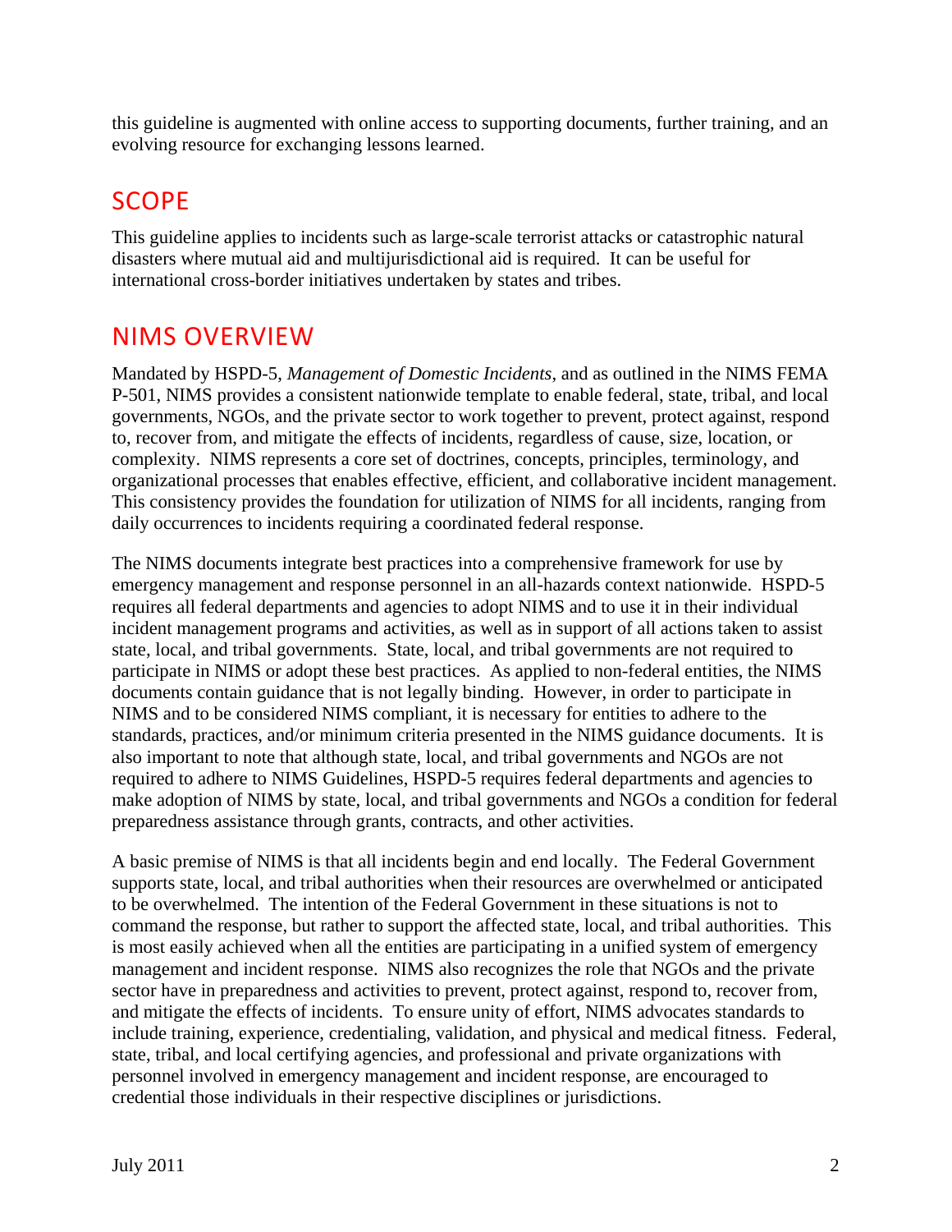this guideline is augmented with online access to supporting documents, further training, and an evolving resource for exchanging lessons learned.

## SCOPE

This guideline applies to incidents such as large-scale terrorist attacks or catastrophic natural disasters where mutual aid and multijurisdictional aid is required. It can be useful for international cross-border initiatives undertaken by states and tribes.

## NIMS OVERVIEW

Mandated by HSPD-5, *Management of Domestic Incidents*, and as outlined in the NIMS FEMA P-501, NIMS provides a consistent nationwide template to enable federal, state, tribal, and local governments, NGOs, and the private sector to work together to prevent, protect against, respond to, recover from, and mitigate the effects of incidents, regardless of cause, size, location, or complexity. NIMS represents a core set of doctrines, concepts, principles, terminology, and organizational processes that enables effective, efficient, and collaborative incident management. This consistency provides the foundation for utilization of NIMS for all incidents, ranging from daily occurrences to incidents requiring a coordinated federal response.

The NIMS documents integrate best practices into a comprehensive framework for use by emergency management and response personnel in an all-hazards context nationwide. HSPD-5 requires all federal departments and agencies to adopt NIMS and to use it in their individual incident management programs and activities, as well as in support of all actions taken to assist state, local, and tribal governments. State, local, and tribal governments are not required to participate in NIMS or adopt these best practices. As applied to non-federal entities, the NIMS documents contain guidance that is not legally binding. However, in order to participate in NIMS and to be considered NIMS compliant, it is necessary for entities to adhere to the standards, practices, and/or minimum criteria presented in the NIMS guidance documents. It is also important to note that although state, local, and tribal governments and NGOs are not required to adhere to NIMS Guidelines, HSPD-5 requires federal departments and agencies to make adoption of NIMS by state, local, and tribal governments and NGOs a condition for federal preparedness assistance through grants, contracts, and other activities.

A basic premise of NIMS is that all incidents begin and end locally. The Federal Government supports state, local, and tribal authorities when their resources are overwhelmed or anticipated to be overwhelmed. The intention of the Federal Government in these situations is not to command the response, but rather to support the affected state, local, and tribal authorities. This is most easily achieved when all the entities are participating in a unified system of emergency management and incident response. NIMS also recognizes the role that NGOs and the private sector have in preparedness and activities to prevent, protect against, respond to, recover from, and mitigate the effects of incidents. To ensure unity of effort, NIMS advocates standards to include training, experience, credentialing, validation, and physical and medical fitness. Federal, state, tribal, and local certifying agencies, and professional and private organizations with personnel involved in emergency management and incident response, are encouraged to credential those individuals in their respective disciplines or jurisdictions.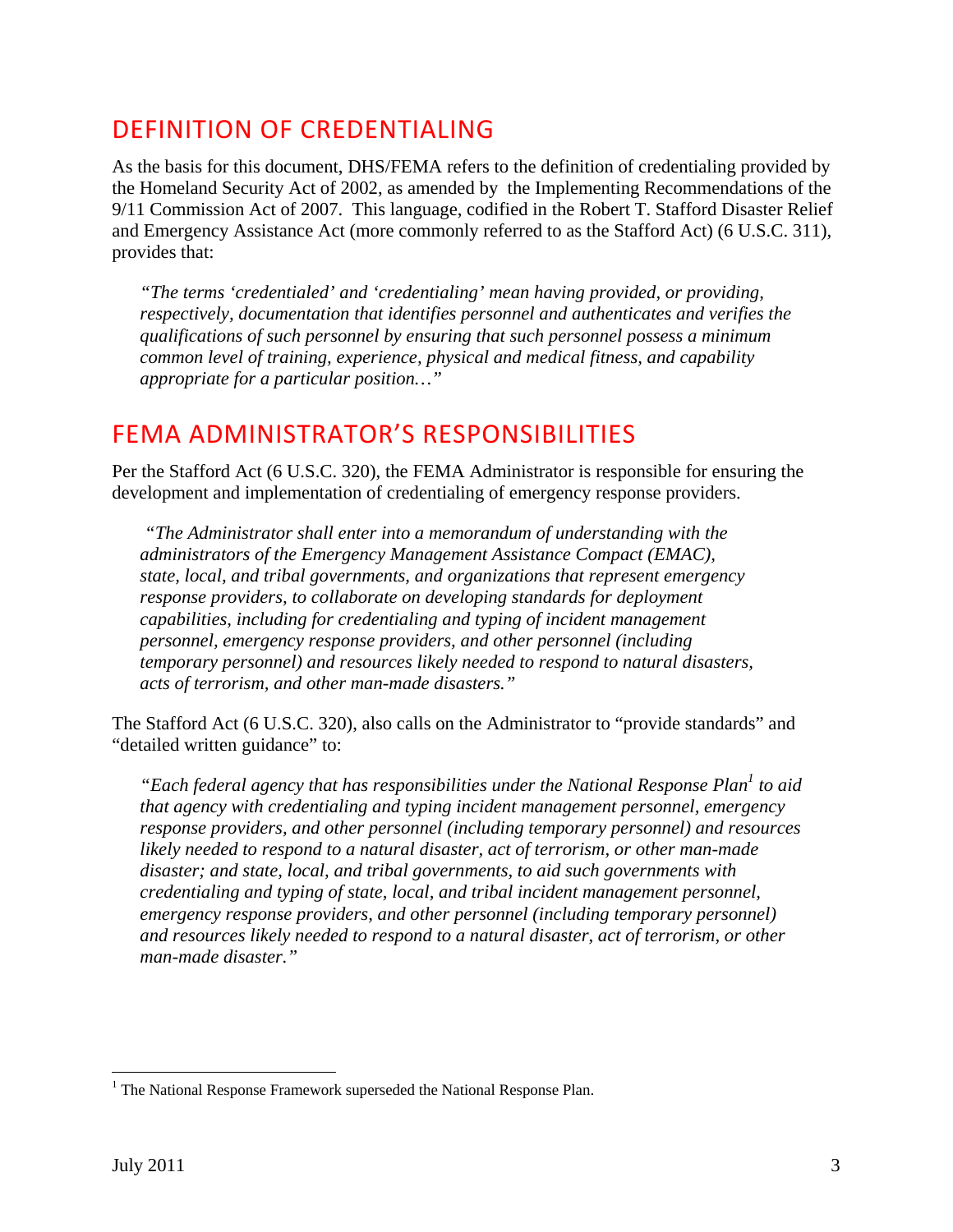## DEFINITION OF CREDENTIALING

As the basis for this document, DHS/FEMA refers to the definition of credentialing provided by the Homeland Security Act of 2002, as amended by the Implementing Recommendations of the 9/11 Commission Act of 2007. This language, codified in the Robert T. Stafford Disaster Relief and Emergency Assistance Act (more commonly referred to as the Stafford Act) (6 U.S.C. 311), provides that:

> *"The terms 'credentialed' and 'credentialing' mean having provided, or providing, respectively, documentation that identifies personnel and authenticates and verifies the qualifications of such personnel by ensuring that such personnel possess a minimum common level of training, experience, physical and medical fitness, and capability appropriate for a particular position…"*

## FEMA ADMINISTRATOR'S RESPONSIBILITIES

Per the Stafford Act (6 U.S.C. 320), the FEMA Administrator is responsible for ensuring the development and implementation of credentialing of emergency response providers.

> *"The Administrator shall enter into a memorandum of understanding with the administrators of the Emergency Management Assistance Compact (EMAC), state, local, and tribal governments, and organizations that represent emergency response providers, to collaborate on developing standards for deployment capabilities, including for credentialing and typing of incident management personnel, emergency response providers, and other personnel (including temporary personnel) and resources likely needed to respond to natural disasters, acts of terrorism, and other man-made disasters."*

The Stafford Act (6 U.S.C. 320), also calls on the Administrator to "provide standards" and "detailed written guidance" to:

> *"Each federal agency that has responsibilities under the National Response Plan[1] to aid that agency with credentialing and typing incident management personnel, emergency response providers, and other personnel (including temporary personnel) and resources likely needed to respond to a natural disaster, act of terrorism, or other man-made disaster; and state, local, and tribal governments, to aid such governments with credentialing and typing of state, local, and tribal incident management personnel, emergency response providers, and other personnel (including temporary personnel) and resources likely needed to respond to a natural disaster, act of terrorism, or other man-made disaster."*

[1] The National Response Framework superseded the National Response Plan.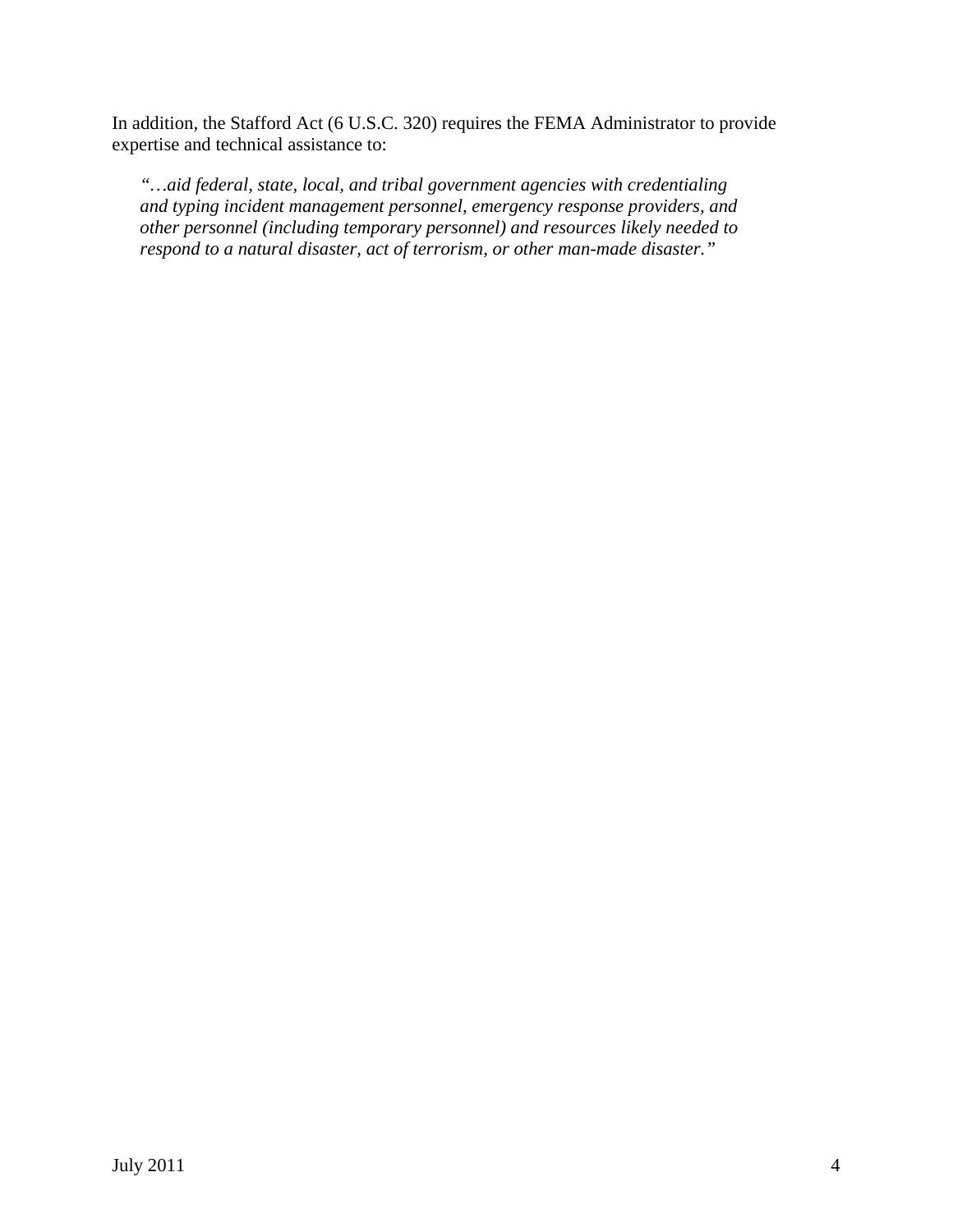In addition, the Stafford Act (6 U.S.C. 320) requires the FEMA Administrator to provide expertise and technical assistance to:

> *"…aid federal, state, local, and tribal government agencies with credentialing and typing incident management personnel, emergency response providers, and other personnel (including temporary personnel) and resources likely needed to respond to a natural disaster, act of terrorism, or other man-made disaster."*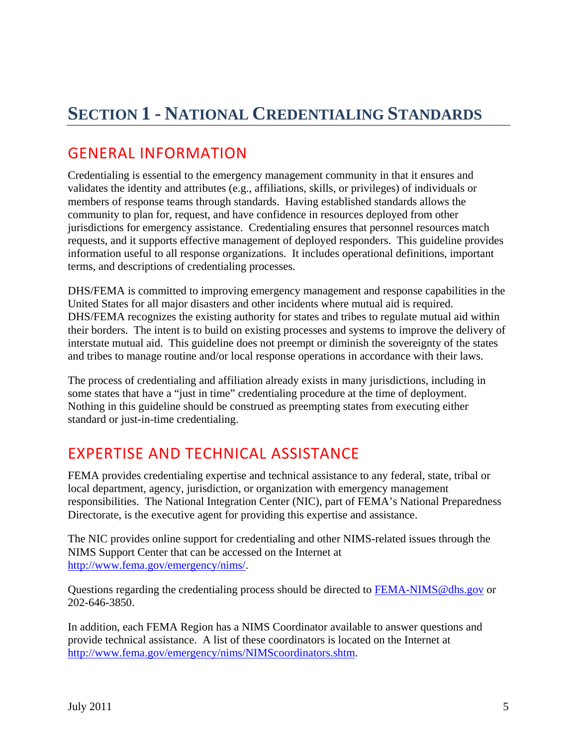# Section 1 - National Credentialing Standards

## GENERAL INFORMATION

Credentialing is essential to the emergency management community in that it ensures and validates the identity and attributes (e.g., affiliations, skills, or privileges) of individuals or members of response teams through standards. Having established standards allows the community to plan for, request, and have confidence in resources deployed from other jurisdictions for emergency assistance. Credentialing ensures that personnel resources match requests, and it supports effective management of deployed responders. This guideline provides information useful to all response organizations. It includes operational definitions, important terms, and descriptions of credentialing processes.

DHS/FEMA is committed to improving emergency management and response capabilities in the United States for all major disasters and other incidents where mutual aid is required. DHS/FEMA recognizes the existing authority for states and tribes to regulate mutual aid within their borders. The intent is to build on existing processes and systems to improve the delivery of interstate mutual aid. This guideline does not preempt or diminish the sovereignty of the states and tribes to manage routine and/or local response operations in accordance with their laws.

The process of credentialing and affiliation already exists in many jurisdictions, including in some states that have a "just in time" credentialing procedure at the time of deployment. Nothing in this guideline should be construed as preempting states from executing either standard or just-in-time credentialing.

## EXPERTISE AND TECHNICAL ASSISTANCE

FEMA provides credentialing expertise and technical assistance to any federal, state, tribal or local department, agency, jurisdiction, or organization with emergency management responsibilities. The National Integration Center (NIC), part of FEMA's National Preparedness Directorate, is the executive agent for providing this expertise and assistance.

The NIC provides online support for credentialing and other NIMS-related issues through the NIMS Support Center that can be accessed on the Internet at http://www.fema.gov/emergency/nims/.

Questions regarding the credentialing process should be directed to FEMA-NIMS@dhs.gov or 202-646-3850.

In addition, each FEMA Region has a NIMS Coordinator available to answer questions and provide technical assistance. A list of these coordinators is located on the Internet at http://www.fema.gov/emergency/nims/NIMScoordinators.shtm.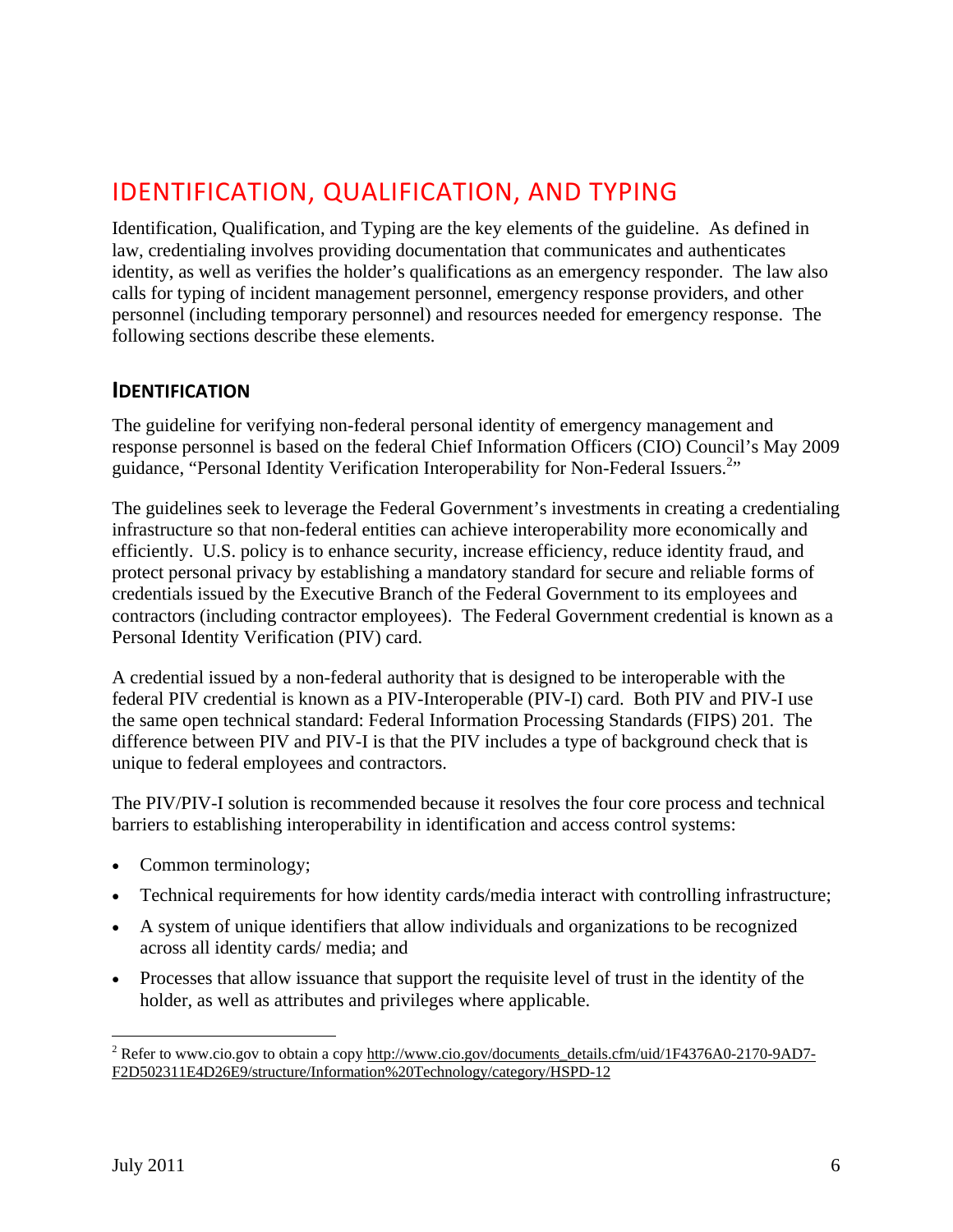# IDENTIFICATION, QUALIFICATION, AND TYPING

Identification, Qualification, and Typing are the key elements of the guideline. As defined in law, credentialing involves providing documentation that communicates and authenticates identity, as well as verifies the holder's qualifications as an emergency responder. The law also calls for typing of incident management personnel, emergency response providers, and other personnel (including temporary personnel) and resources needed for emergency response. The following sections describe these elements.

## IDENTIFICATION

The guideline for verifying non-federal personal identity of emergency management and response personnel is based on the federal Chief Information Officers (CIO) Council's May 2009 guidance, "Personal Identity Verification Interoperability for Non-Federal Issuers.[2]"

The guidelines seek to leverage the Federal Government's investments in creating a credentialing infrastructure so that non-federal entities can achieve interoperability more economically and efficiently. U.S. policy is to enhance security, increase efficiency, reduce identity fraud, and protect personal privacy by establishing a mandatory standard for secure and reliable forms of credentials issued by the Executive Branch of the Federal Government to its employees and contractors (including contractor employees). The Federal Government credential is known as a Personal Identity Verification (PIV) card.

A credential issued by a non-federal authority that is designed to be interoperable with the federal PIV credential is known as a PIV-Interoperable (PIV-I) card. Both PIV and PIV-I use the same open technical standard: Federal Information Processing Standards (FIPS) 201. The difference between PIV and PIV-I is that the PIV includes a type of background check that is unique to federal employees and contractors.

The PIV/PIV-I solution is recommended because it resolves the four core process and technical barriers to establishing interoperability in identification and access control systems:

- Common terminology;
- Technical requirements for how identity cards/media interact with controlling infrastructure;
- A system of unique identifiers that allow individuals and organizations to be recognized across all identity cards/ media; and
- Processes that allow issuance that support the requisite level of trust in the identity of the holder, as well as attributes and privileges where applicable.

---

[2] Refer to www.cio.gov to obtain a copy http://www.cio.gov/documents_details.cfm/uid/1F4376A0-2170-9AD7-F2D502311E4D26E9/structure/Information%20Technology/category/HSPD-12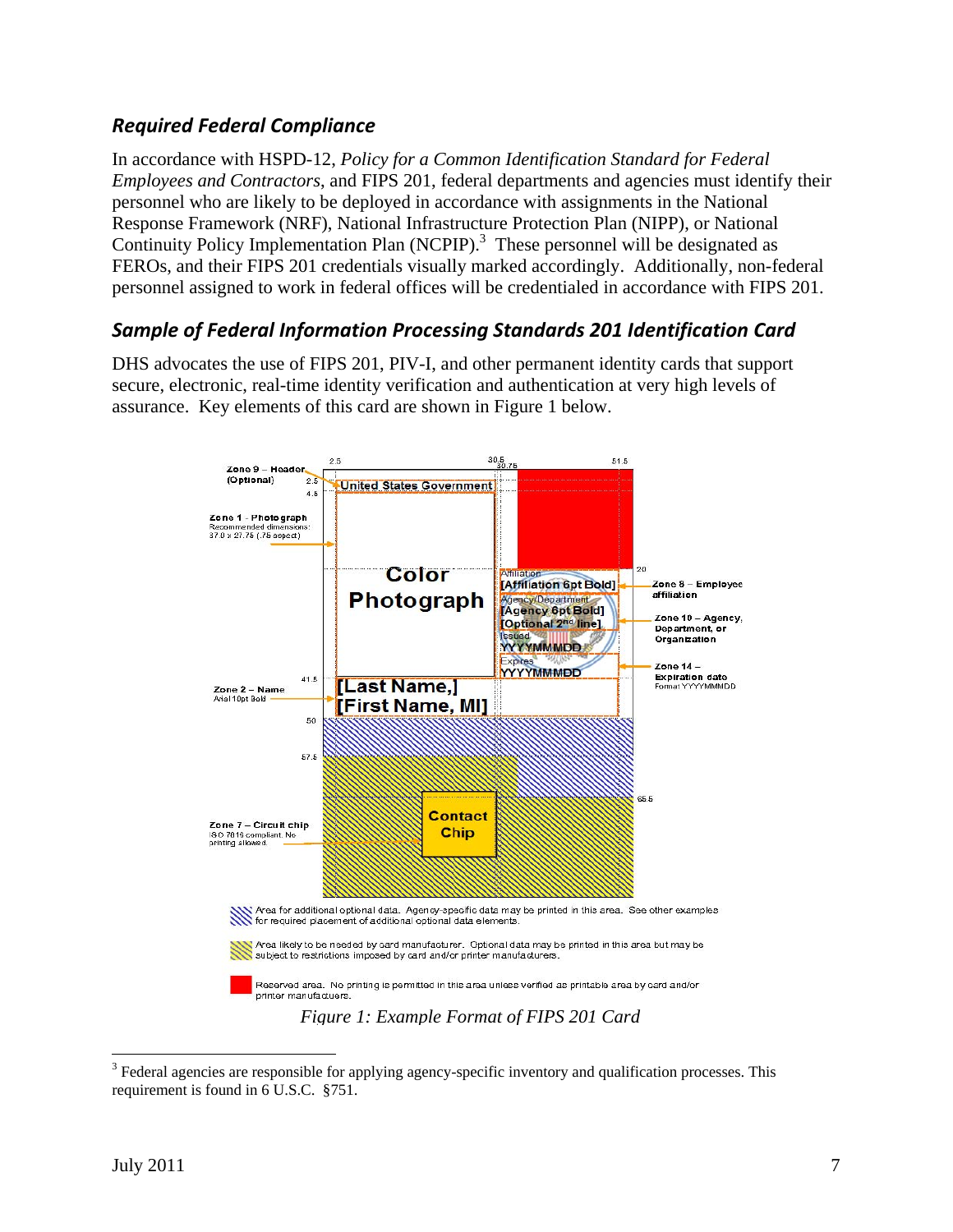## *Required Federal Compliance*

In accordance with HSPD-12, *Policy for a Common Identification Standard for Federal Employees and Contractors*, and FIPS 201, federal departments and agencies must identify their personnel who are likely to be deployed in accordance with assignments in the National Response Framework (NRF), National Infrastructure Protection Plan (NIPP), or National Continuity Policy Implementation Plan (NCPIP).[3] These personnel will be designated as FEROs, and their FIPS 201 credentials visually marked accordingly. Additionally, non-federal personnel assigned to work in federal offices will be credentialed in accordance with FIPS 201.

## *Sample of Federal Information Processing Standards 201 Identification Card*

DHS advocates the use of FIPS 201, PIV-I, and other permanent identity cards that support secure, electronic, real-time identity verification and authentication at very high levels of assurance. Key elements of this card are shown in Figure 1 below.

*Figure 1: Example Format of FIPS 201 Card*

[3] Federal agencies are responsible for applying agency-specific inventory and qualification processes. This requirement is found in 6 U.S.C. §751.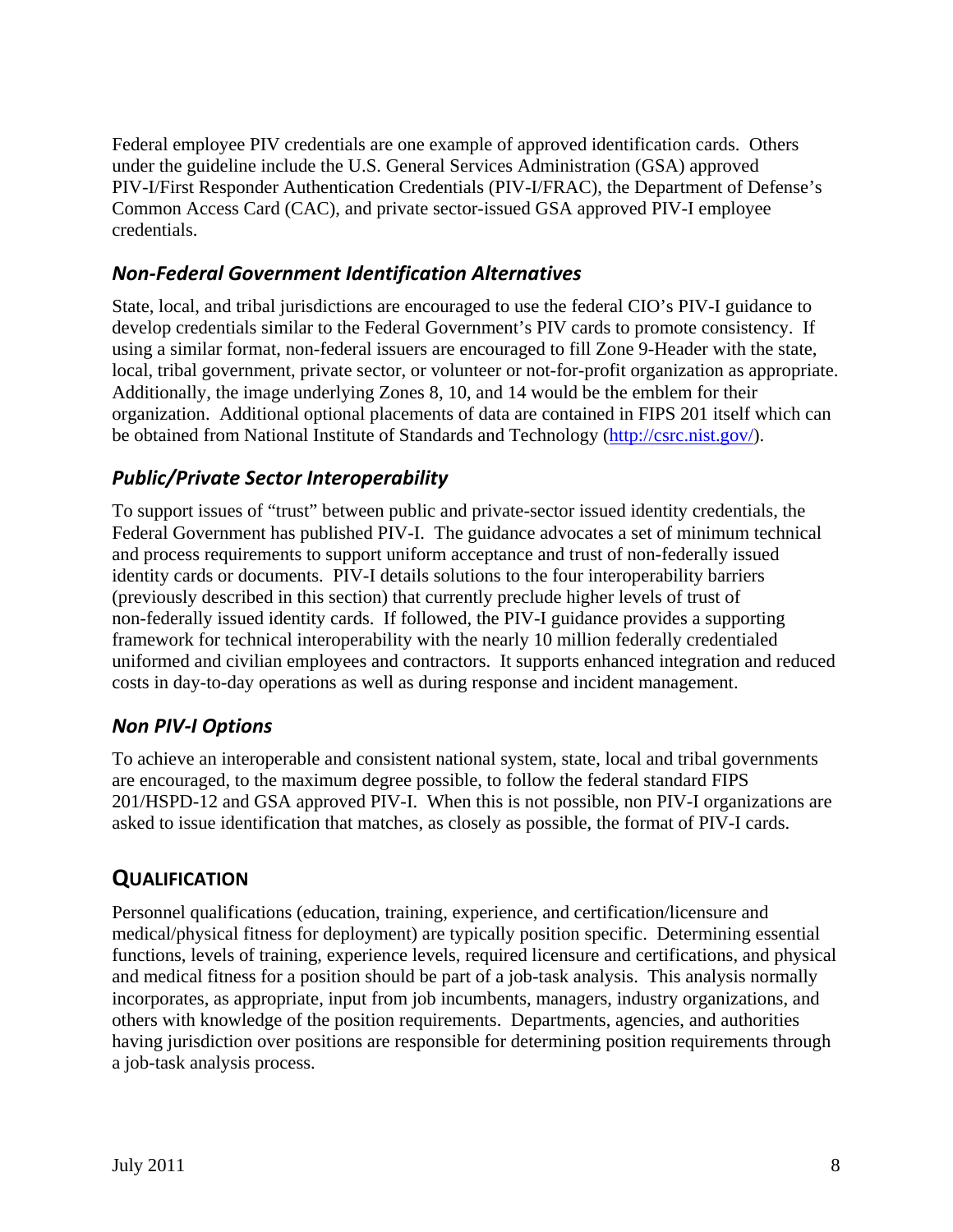Federal employee PIV credentials are one example of approved identification cards. Others under the guideline include the U.S. General Services Administration (GSA) approved PIV-I/First Responder Authentication Credentials (PIV-I/FRAC), the Department of Defense's Common Access Card (CAC), and private sector-issued GSA approved PIV-I employee credentials.

### *Non-Federal Government Identification Alternatives*

State, local, and tribal jurisdictions are encouraged to use the federal CIO's PIV-I guidance to develop credentials similar to the Federal Government's PIV cards to promote consistency. If using a similar format, non-federal issuers are encouraged to fill Zone 9-Header with the state, local, tribal government, private sector, or volunteer or not-for-profit organization as appropriate. Additionally, the image underlying Zones 8, 10, and 14 would be the emblem for their organization. Additional optional placements of data are contained in FIPS 201 itself which can be obtained from National Institute of Standards and Technology (http://csrc.nist.gov/).

### *Public/Private Sector Interoperability*

To support issues of "trust" between public and private-sector issued identity credentials, the Federal Government has published PIV-I. The guidance advocates a set of minimum technical and process requirements to support uniform acceptance and trust of non-federally issued identity cards or documents. PIV-I details solutions to the four interoperability barriers (previously described in this section) that currently preclude higher levels of trust of non-federally issued identity cards. If followed, the PIV-I guidance provides a supporting framework for technical interoperability with the nearly 10 million federally credentialed uniformed and civilian employees and contractors. It supports enhanced integration and reduced costs in day-to-day operations as well as during response and incident management.

### *Non PIV-I Options*

To achieve an interoperable and consistent national system, state, local and tribal governments are encouraged, to the maximum degree possible, to follow the federal standard FIPS 201/HSPD-12 and GSA approved PIV-I. When this is not possible, non PIV-I organizations are asked to issue identification that matches, as closely as possible, the format of PIV-I cards.

## QUALIFICATION

Personnel qualifications (education, training, experience, and certification/licensure and medical/physical fitness for deployment) are typically position specific. Determining essential functions, levels of training, experience levels, required licensure and certifications, and physical and medical fitness for a position should be part of a job-task analysis. This analysis normally incorporates, as appropriate, input from job incumbents, managers, industry organizations, and others with knowledge of the position requirements. Departments, agencies, and authorities having jurisdiction over positions are responsible for determining position requirements through a job-task analysis process.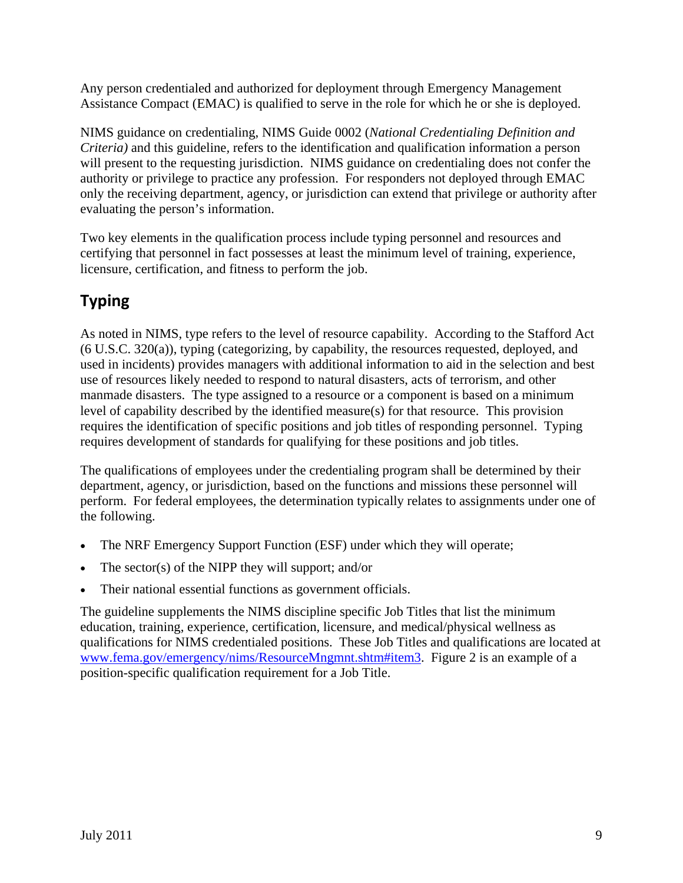Any person credentialed and authorized for deployment through Emergency Management Assistance Compact (EMAC) is qualified to serve in the role for which he or she is deployed.

NIMS guidance on credentialing, NIMS Guide 0002 (*National Credentialing Definition and Criteria)* and this guideline, refers to the identification and qualification information a person will present to the requesting jurisdiction. NIMS guidance on credentialing does not confer the authority or privilege to practice any profession. For responders not deployed through EMAC only the receiving department, agency, or jurisdiction can extend that privilege or authority after evaluating the person's information.

Two key elements in the qualification process include typing personnel and resources and certifying that personnel in fact possesses at least the minimum level of training, experience, licensure, certification, and fitness to perform the job.

## Typing

As noted in NIMS, type refers to the level of resource capability. According to the Stafford Act (6 U.S.C. 320(a)), typing (categorizing, by capability, the resources requested, deployed, and used in incidents) provides managers with additional information to aid in the selection and best use of resources likely needed to respond to natural disasters, acts of terrorism, and other manmade disasters. The type assigned to a resource or a component is based on a minimum level of capability described by the identified measure(s) for that resource. This provision requires the identification of specific positions and job titles of responding personnel. Typing requires development of standards for qualifying for these positions and job titles.

The qualifications of employees under the credentialing program shall be determined by their department, agency, or jurisdiction, based on the functions and missions these personnel will perform. For federal employees, the determination typically relates to assignments under one of the following.

- The NRF Emergency Support Function (ESF) under which they will operate;
- The sector(s) of the NIPP they will support; and/or
- Their national essential functions as government officials.

The guideline supplements the NIMS discipline specific Job Titles that list the minimum education, training, experience, certification, licensure, and medical/physical wellness as qualifications for NIMS credentialed positions. These Job Titles and qualifications are located at www.fema.gov/emergency/nims/ResourceMngmnt.shtm#item3. Figure 2 is an example of a position-specific qualification requirement for a Job Title.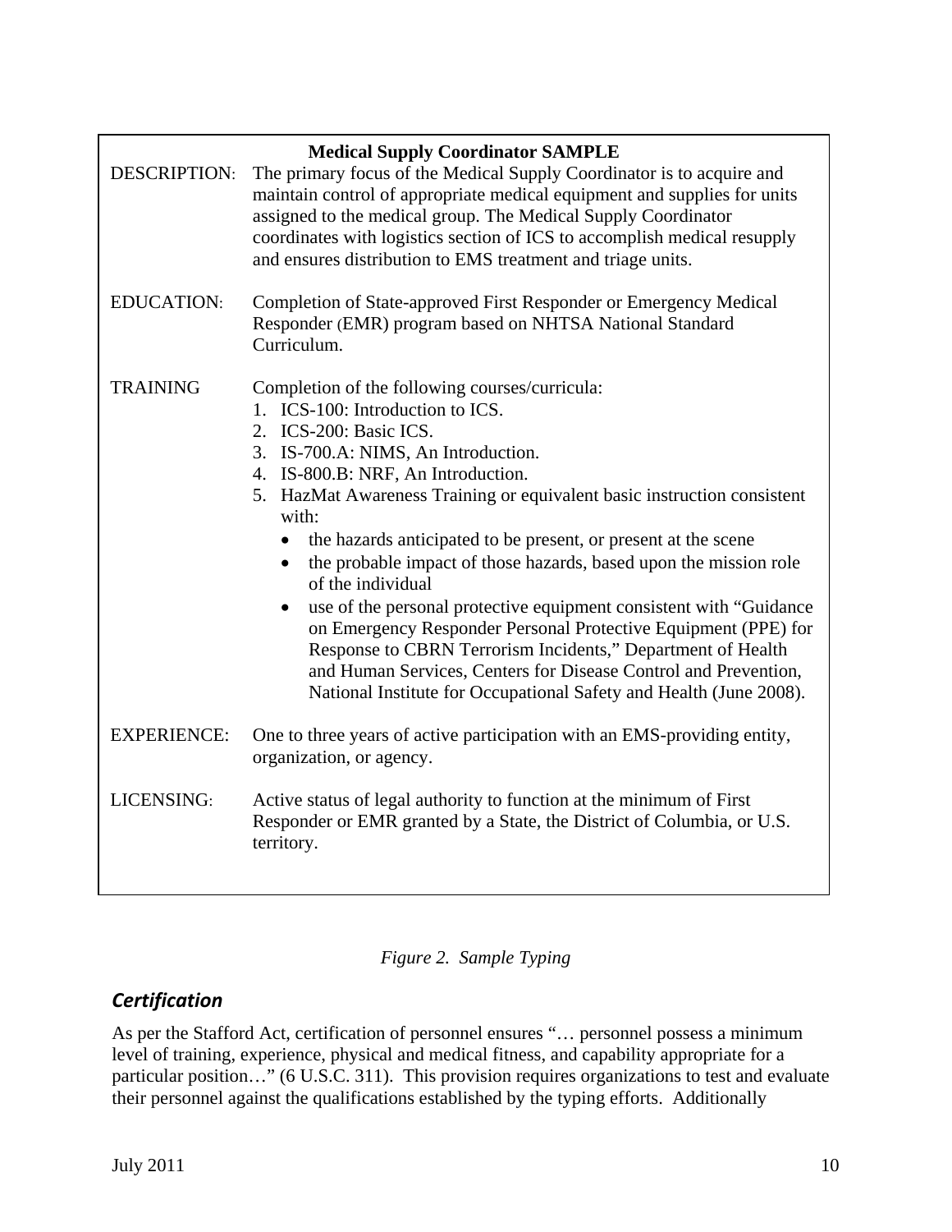**Medical Supply Coordinator SAMPLE**

| | |
|---|---|
| DESCRIPTION: | The primary focus of the Medical Supply Coordinator is to acquire and maintain control of appropriate medical equipment and supplies for units assigned to the medical group. The Medical Supply Coordinator coordinates with logistics section of ICS to accomplish medical resupply and ensures distribution to EMS treatment and triage units. |
| EDUCATION: | Completion of State-approved First Responder or Emergency Medical Responder (EMR) program based on NHTSA National Standard Curriculum. |
| TRAINING | Completion of the following courses/curricula:<br>1. ICS-100: Introduction to ICS.<br>2. ICS-200: Basic ICS.<br>3. IS-700.A: NIMS, An Introduction.<br>4. IS-800.B: NRF, An Introduction.<br>5. HazMat Awareness Training or equivalent basic instruction consistent with:<br>• the hazards anticipated to be present, or present at the scene<br>• the probable impact of those hazards, based upon the mission role of the individual<br>• use of the personal protective equipment consistent with "Guidance on Emergency Responder Personal Protective Equipment (PPE) for Response to CBRN Terrorism Incidents," Department of Health and Human Services, Centers for Disease Control and Prevention, National Institute for Occupational Safety and Health (June 2008). |
| EXPERIENCE: | One to three years of active participation with an EMS-providing entity, organization, or agency. |
| LICENSING: | Active status of legal authority to function at the minimum of First Responder or EMR granted by a State, the District of Columbia, or U.S. territory. |

*Figure 2. Sample Typing*

### *Certification*

As per the Stafford Act, certification of personnel ensures "… personnel possess a minimum level of training, experience, physical and medical fitness, and capability appropriate for a particular position…" (6 U.S.C. 311). This provision requires organizations to test and evaluate their personnel against the qualifications established by the typing efforts. Additionally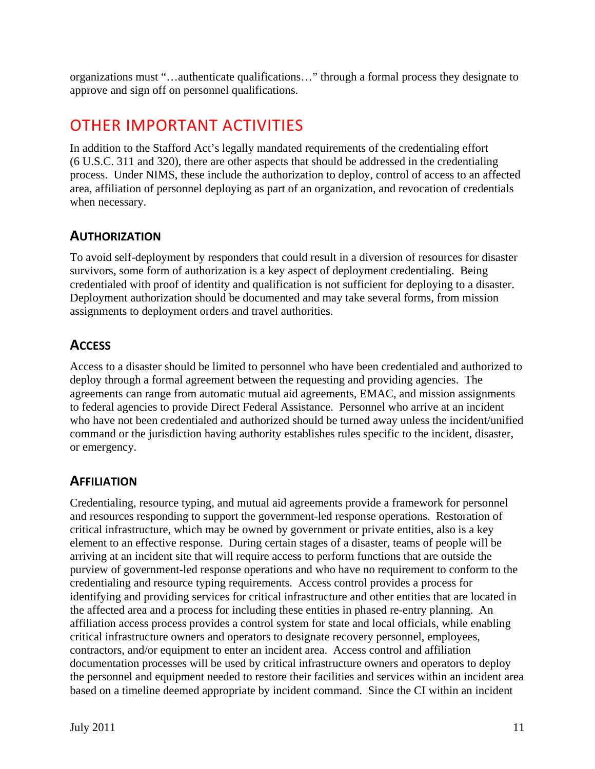organizations must "…authenticate qualifications…" through a formal process they designate to approve and sign off on personnel qualifications.

## OTHER IMPORTANT ACTIVITIES

In addition to the Stafford Act's legally mandated requirements of the credentialing effort (6 U.S.C. 311 and 320), there are other aspects that should be addressed in the credentialing process. Under NIMS, these include the authorization to deploy, control of access to an affected area, affiliation of personnel deploying as part of an organization, and revocation of credentials when necessary.

### AUTHORIZATION

To avoid self-deployment by responders that could result in a diversion of resources for disaster survivors, some form of authorization is a key aspect of deployment credentialing. Being credentialed with proof of identity and qualification is not sufficient for deploying to a disaster. Deployment authorization should be documented and may take several forms, from mission assignments to deployment orders and travel authorities.

### ACCESS

Access to a disaster should be limited to personnel who have been credentialed and authorized to deploy through a formal agreement between the requesting and providing agencies. The agreements can range from automatic mutual aid agreements, EMAC, and mission assignments to federal agencies to provide Direct Federal Assistance. Personnel who arrive at an incident who have not been credentialed and authorized should be turned away unless the incident/unified command or the jurisdiction having authority establishes rules specific to the incident, disaster, or emergency.

### AFFILIATION

Credentialing, resource typing, and mutual aid agreements provide a framework for personnel and resources responding to support the government-led response operations. Restoration of critical infrastructure, which may be owned by government or private entities, also is a key element to an effective response. During certain stages of a disaster, teams of people will be arriving at an incident site that will require access to perform functions that are outside the purview of government-led response operations and who have no requirement to conform to the credentialing and resource typing requirements. Access control provides a process for identifying and providing services for critical infrastructure and other entities that are located in the affected area and a process for including these entities in phased re-entry planning. An affiliation access process provides a control system for state and local officials, while enabling critical infrastructure owners and operators to designate recovery personnel, employees, contractors, and/or equipment to enter an incident area. Access control and affiliation documentation processes will be used by critical infrastructure owners and operators to deploy the personnel and equipment needed to restore their facilities and services within an incident area based on a timeline deemed appropriate by incident command. Since the CI within an incident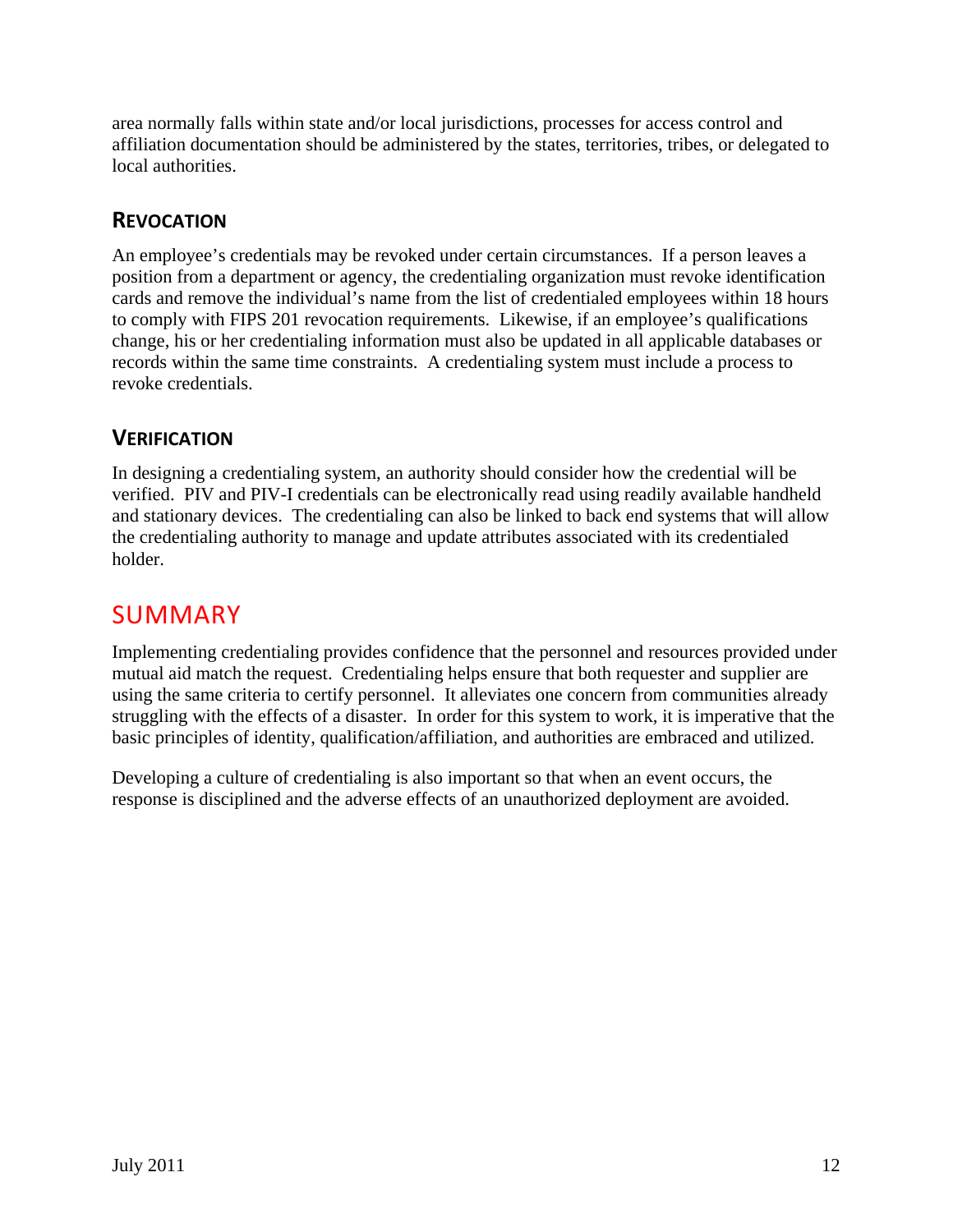area normally falls within state and/or local jurisdictions, processes for access control and affiliation documentation should be administered by the states, territories, tribes, or delegated to local authorities.

### Revocation

An employee's credentials may be revoked under certain circumstances. If a person leaves a position from a department or agency, the credentialing organization must revoke identification cards and remove the individual's name from the list of credentialed employees within 18 hours to comply with FIPS 201 revocation requirements. Likewise, if an employee's qualifications change, his or her credentialing information must also be updated in all applicable databases or records within the same time constraints. A credentialing system must include a process to revoke credentials.

### Verification

In designing a credentialing system, an authority should consider how the credential will be verified. PIV and PIV-I credentials can be electronically read using readily available handheld and stationary devices. The credentialing can also be linked to back end systems that will allow the credentialing authority to manage and update attributes associated with its credentialed holder.

## SUMMARY

Implementing credentialing provides confidence that the personnel and resources provided under mutual aid match the request. Credentialing helps ensure that both requester and supplier are using the same criteria to certify personnel. It alleviates one concern from communities already struggling with the effects of a disaster. In order for this system to work, it is imperative that the basic principles of identity, qualification/affiliation, and authorities are embraced and utilized.

Developing a culture of credentialing is also important so that when an event occurs, the response is disciplined and the adverse effects of an unauthorized deployment are avoided.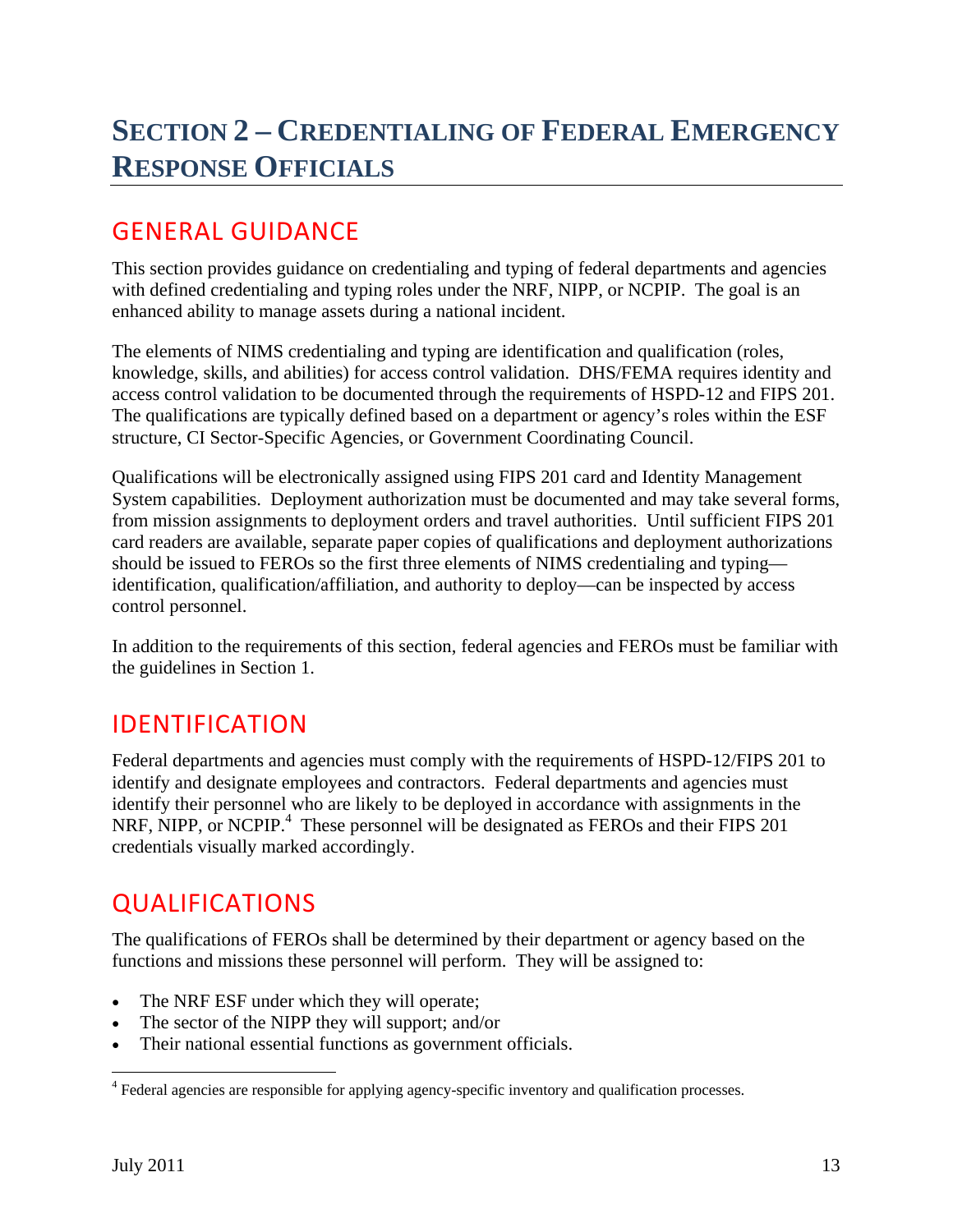# SECTION 2 – CREDENTIALING OF FEDERAL EMERGENCY RESPONSE OFFICIALS

## GENERAL GUIDANCE

This section provides guidance on credentialing and typing of federal departments and agencies with defined credentialing and typing roles under the NRF, NIPP, or NCPIP. The goal is an enhanced ability to manage assets during a national incident.

The elements of NIMS credentialing and typing are identification and qualification (roles, knowledge, skills, and abilities) for access control validation. DHS/FEMA requires identity and access control validation to be documented through the requirements of HSPD-12 and FIPS 201. The qualifications are typically defined based on a department or agency's roles within the ESF structure, CI Sector-Specific Agencies, or Government Coordinating Council.

Qualifications will be electronically assigned using FIPS 201 card and Identity Management System capabilities. Deployment authorization must be documented and may take several forms, from mission assignments to deployment orders and travel authorities. Until sufficient FIPS 201 card readers are available, separate paper copies of qualifications and deployment authorizations should be issued to FEROs so the first three elements of NIMS credentialing and typing—identification, qualification/affiliation, and authority to deploy—can be inspected by access control personnel.

In addition to the requirements of this section, federal agencies and FEROs must be familiar with the guidelines in Section 1.

## IDENTIFICATION

Federal departments and agencies must comply with the requirements of HSPD-12/FIPS 201 to identify and designate employees and contractors. Federal departments and agencies must identify their personnel who are likely to be deployed in accordance with assignments in the NRF, NIPP, or NCPIP.[4] These personnel will be designated as FEROs and their FIPS 201 credentials visually marked accordingly.

## QUALIFICATIONS

The qualifications of FEROs shall be determined by their department or agency based on the functions and missions these personnel will perform. They will be assigned to:

- The NRF ESF under which they will operate;
- The sector of the NIPP they will support; and/or
- Their national essential functions as government officials.

[4] Federal agencies are responsible for applying agency-specific inventory and qualification processes.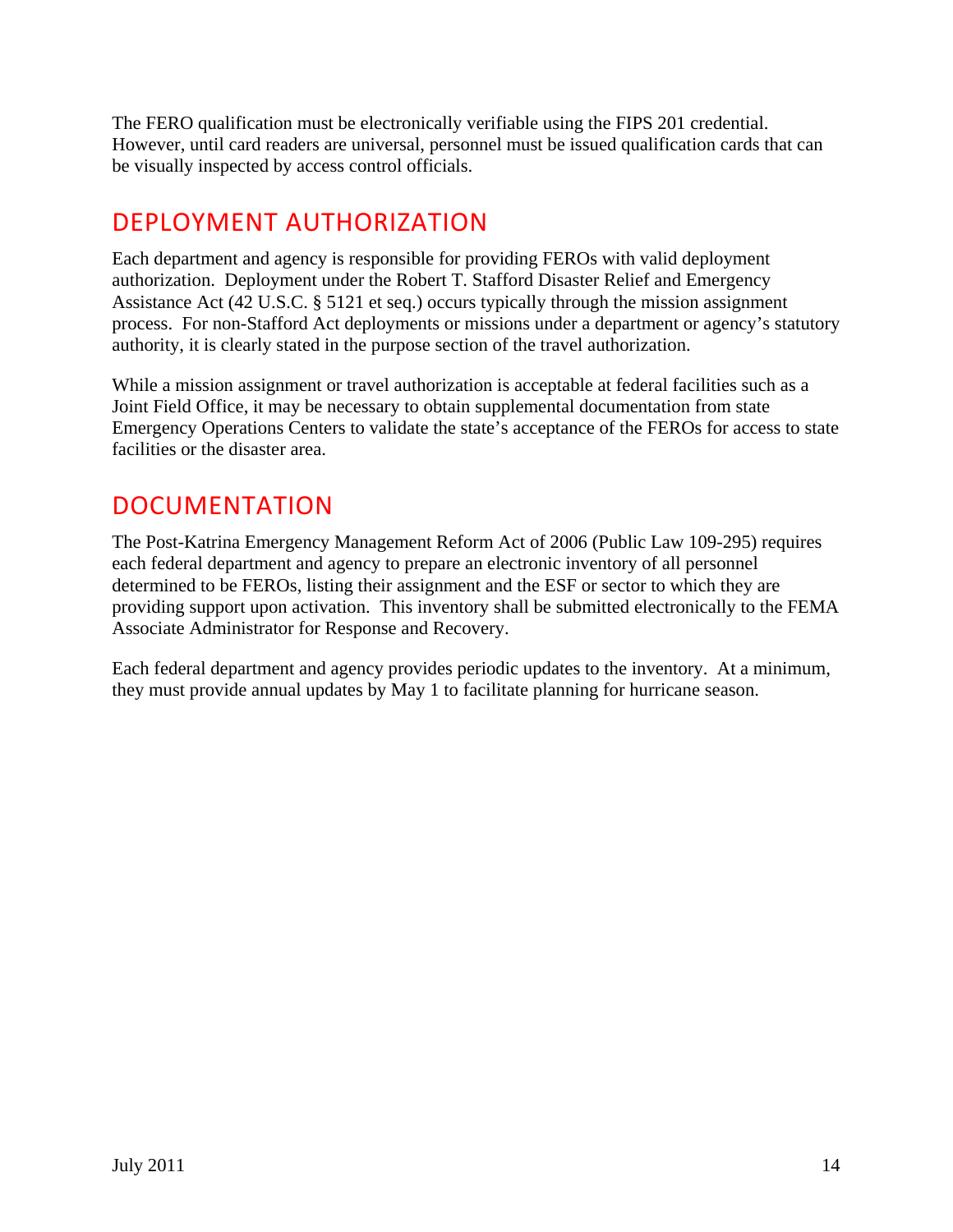The FERO qualification must be electronically verifiable using the FIPS 201 credential. However, until card readers are universal, personnel must be issued qualification cards that can be visually inspected by access control officials.

## DEPLOYMENT AUTHORIZATION

Each department and agency is responsible for providing FEROs with valid deployment authorization. Deployment under the Robert T. Stafford Disaster Relief and Emergency Assistance Act (42 U.S.C. § 5121 et seq.) occurs typically through the mission assignment process. For non-Stafford Act deployments or missions under a department or agency's statutory authority, it is clearly stated in the purpose section of the travel authorization.

While a mission assignment or travel authorization is acceptable at federal facilities such as a Joint Field Office, it may be necessary to obtain supplemental documentation from state Emergency Operations Centers to validate the state's acceptance of the FEROs for access to state facilities or the disaster area.

## DOCUMENTATION

The Post-Katrina Emergency Management Reform Act of 2006 (Public Law 109-295) requires each federal department and agency to prepare an electronic inventory of all personnel determined to be FEROs, listing their assignment and the ESF or sector to which they are providing support upon activation. This inventory shall be submitted electronically to the FEMA Associate Administrator for Response and Recovery.

Each federal department and agency provides periodic updates to the inventory. At a minimum, they must provide annual updates by May 1 to facilitate planning for hurricane season.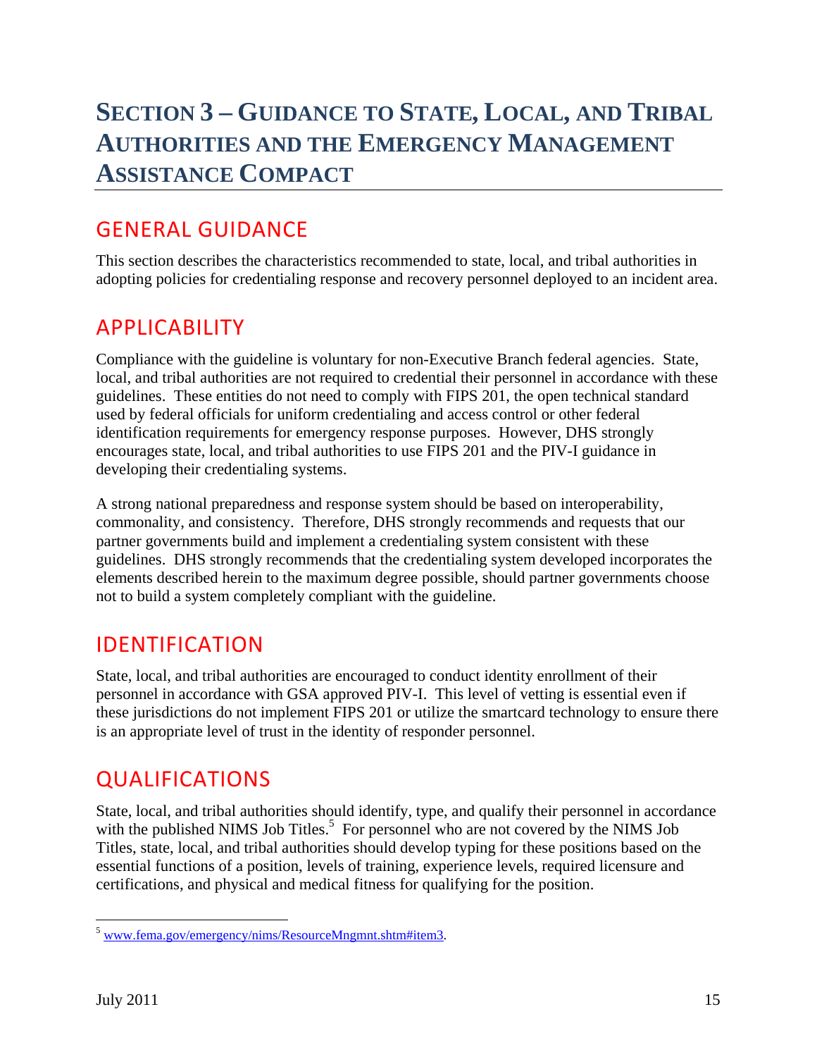# SECTION 3 – GUIDANCE TO STATE, LOCAL, AND TRIBAL AUTHORITIES AND THE EMERGENCY MANAGEMENT ASSISTANCE COMPACT

## GENERAL GUIDANCE

This section describes the characteristics recommended to state, local, and tribal authorities in adopting policies for credentialing response and recovery personnel deployed to an incident area.

## APPLICABILITY

Compliance with the guideline is voluntary for non-Executive Branch federal agencies. State, local, and tribal authorities are not required to credential their personnel in accordance with these guidelines. These entities do not need to comply with FIPS 201, the open technical standard used by federal officials for uniform credentialing and access control or other federal identification requirements for emergency response purposes. However, DHS strongly encourages state, local, and tribal authorities to use FIPS 201 and the PIV-I guidance in developing their credentialing systems.

A strong national preparedness and response system should be based on interoperability, commonality, and consistency. Therefore, DHS strongly recommends and requests that our partner governments build and implement a credentialing system consistent with these guidelines. DHS strongly recommends that the credentialing system developed incorporates the elements described herein to the maximum degree possible, should partner governments choose not to build a system completely compliant with the guideline.

## IDENTIFICATION

State, local, and tribal authorities are encouraged to conduct identity enrollment of their personnel in accordance with GSA approved PIV-I. This level of vetting is essential even if these jurisdictions do not implement FIPS 201 or utilize the smartcard technology to ensure there is an appropriate level of trust in the identity of responder personnel.

## QUALIFICATIONS

State, local, and tribal authorities should identify, type, and qualify their personnel in accordance with the published NIMS Job Titles.[5] For personnel who are not covered by the NIMS Job Titles, state, local, and tribal authorities should develop typing for these positions based on the essential functions of a position, levels of training, experience levels, required licensure and certifications, and physical and medical fitness for qualifying for the position.

---

[5] www.fema.gov/emergency/nims/ResourceMngmnt.shtm#item3.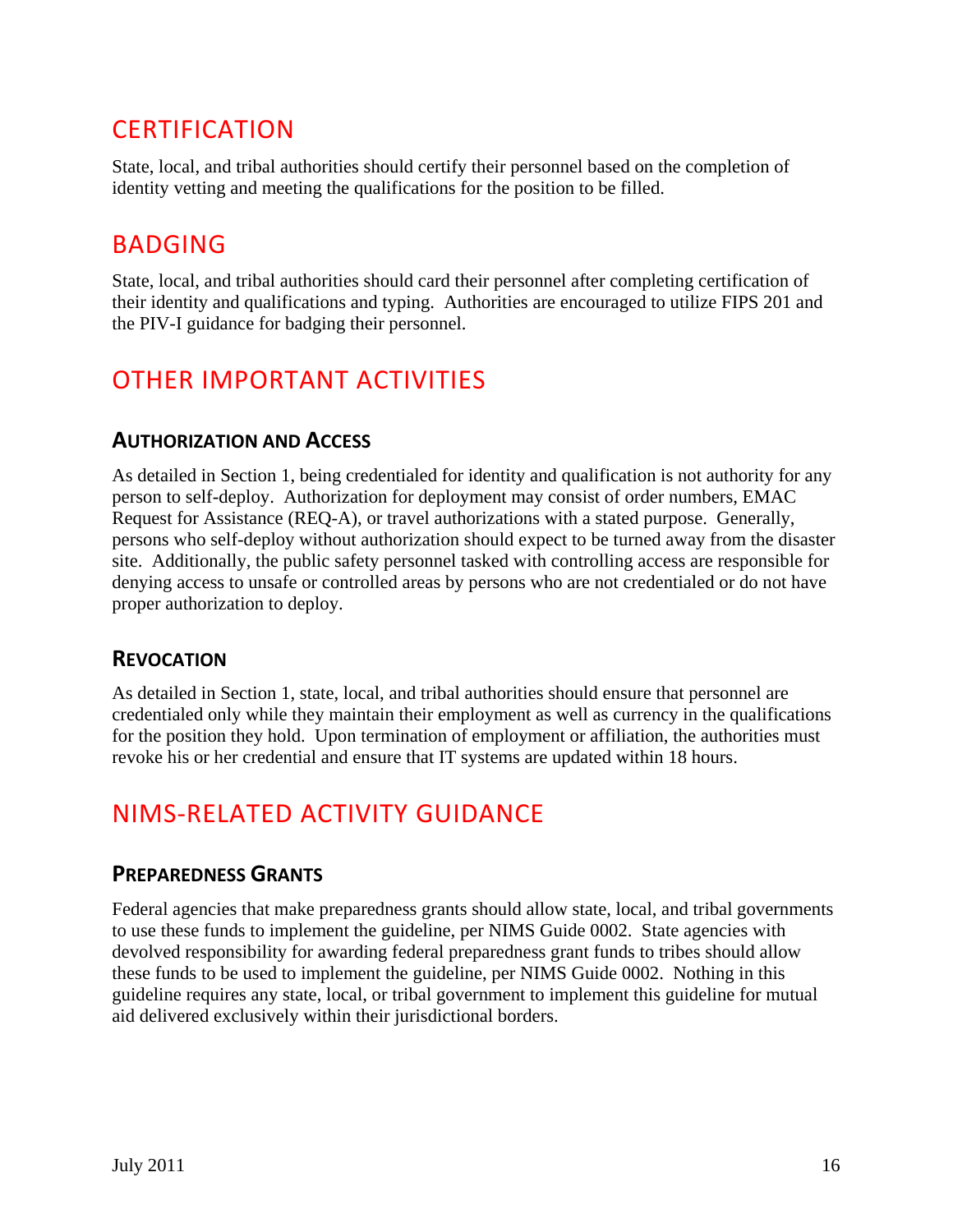## CERTIFICATION

State, local, and tribal authorities should certify their personnel based on the completion of identity vetting and meeting the qualifications for the position to be filled.

## BADGING

State, local, and tribal authorities should card their personnel after completing certification of their identity and qualifications and typing. Authorities are encouraged to utilize FIPS 201 and the PIV-I guidance for badging their personnel.

## OTHER IMPORTANT ACTIVITIES

### AUTHORIZATION AND ACCESS

As detailed in Section 1, being credentialed for identity and qualification is not authority for any person to self-deploy. Authorization for deployment may consist of order numbers, EMAC Request for Assistance (REQ-A), or travel authorizations with a stated purpose. Generally, persons who self-deploy without authorization should expect to be turned away from the disaster site. Additionally, the public safety personnel tasked with controlling access are responsible for denying access to unsafe or controlled areas by persons who are not credentialed or do not have proper authorization to deploy.

### REVOCATION

As detailed in Section 1, state, local, and tribal authorities should ensure that personnel are credentialed only while they maintain their employment as well as currency in the qualifications for the position they hold. Upon termination of employment or affiliation, the authorities must revoke his or her credential and ensure that IT systems are updated within 18 hours.

## NIMS-RELATED ACTIVITY GUIDANCE

### PREPAREDNESS GRANTS

Federal agencies that make preparedness grants should allow state, local, and tribal governments to use these funds to implement the guideline, per NIMS Guide 0002. State agencies with devolved responsibility for awarding federal preparedness grant funds to tribes should allow these funds to be used to implement the guideline, per NIMS Guide 0002. Nothing in this guideline requires any state, local, or tribal government to implement this guideline for mutual aid delivered exclusively within their jurisdictional borders.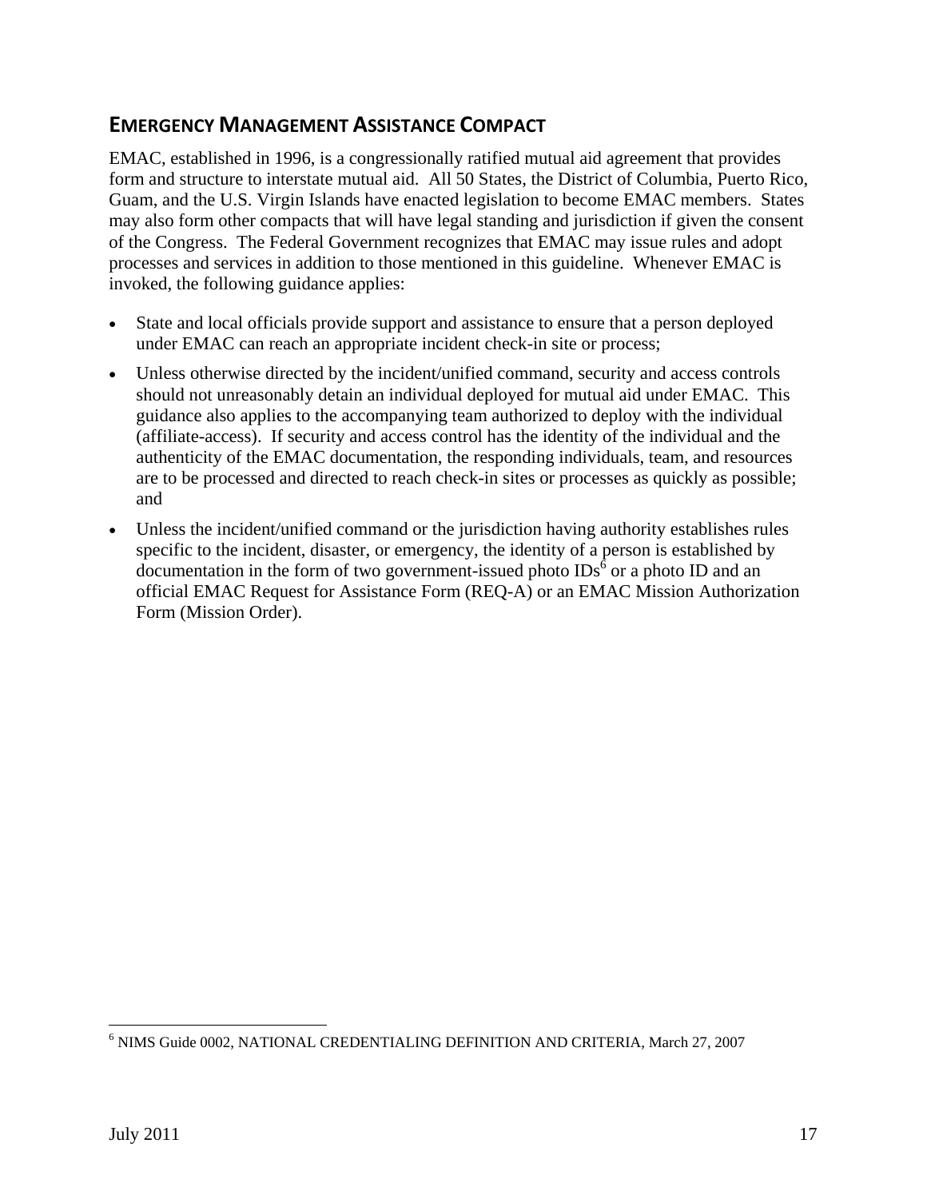## EMERGENCY MANAGEMENT ASSISTANCE COMPACT

EMAC, established in 1996, is a congressionally ratified mutual aid agreement that provides form and structure to interstate mutual aid. All 50 States, the District of Columbia, Puerto Rico, Guam, and the U.S. Virgin Islands have enacted legislation to become EMAC members. States may also form other compacts that will have legal standing and jurisdiction if given the consent of the Congress. The Federal Government recognizes that EMAC may issue rules and adopt processes and services in addition to those mentioned in this guideline. Whenever EMAC is invoked, the following guidance applies:

- State and local officials provide support and assistance to ensure that a person deployed under EMAC can reach an appropriate incident check-in site or process;
- Unless otherwise directed by the incident/unified command, security and access controls should not unreasonably detain an individual deployed for mutual aid under EMAC. This guidance also applies to the accompanying team authorized to deploy with the individual (affiliate-access). If security and access control has the identity of the individual and the authenticity of the EMAC documentation, the responding individuals, team, and resources are to be processed and directed to reach check-in sites or processes as quickly as possible; and
- Unless the incident/unified command or the jurisdiction having authority establishes rules specific to the incident, disaster, or emergency, the identity of a person is established by documentation in the form of two government-issued photo IDs[6] or a photo ID and an official EMAC Request for Assistance Form (REQ-A) or an EMAC Mission Authorization Form (Mission Order).

---

[6] NIMS Guide 0002, NATIONAL CREDENTIALING DEFINITION AND CRITERIA, March 27, 2007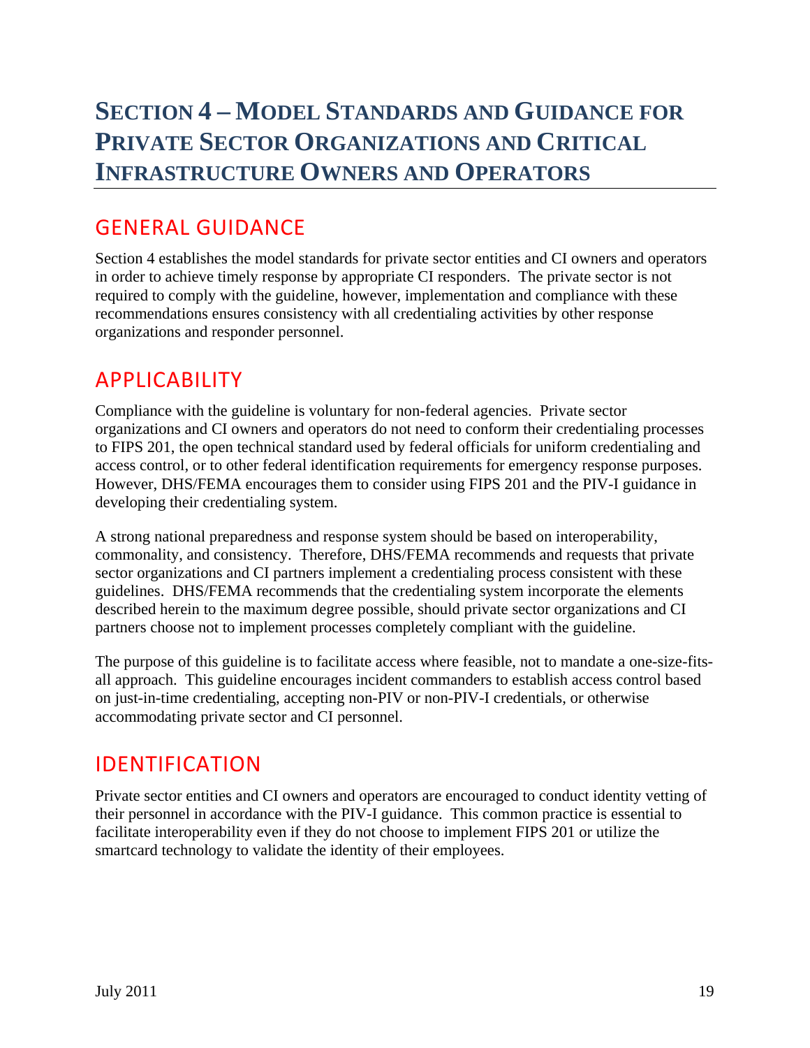# Section 4 – Model Standards and Guidance for Private Sector Organizations and Critical Infrastructure Owners and Operators

## GENERAL GUIDANCE

Section 4 establishes the model standards for private sector entities and CI owners and operators in order to achieve timely response by appropriate CI responders. The private sector is not required to comply with the guideline, however, implementation and compliance with these recommendations ensures consistency with all credentialing activities by other response organizations and responder personnel.

## APPLICABILITY

Compliance with the guideline is voluntary for non-federal agencies. Private sector organizations and CI owners and operators do not need to conform their credentialing processes to FIPS 201, the open technical standard used by federal officials for uniform credentialing and access control, or to other federal identification requirements for emergency response purposes. However, DHS/FEMA encourages them to consider using FIPS 201 and the PIV-I guidance in developing their credentialing system.

A strong national preparedness and response system should be based on interoperability, commonality, and consistency. Therefore, DHS/FEMA recommends and requests that private sector organizations and CI partners implement a credentialing process consistent with these guidelines. DHS/FEMA recommends that the credentialing system incorporate the elements described herein to the maximum degree possible, should private sector organizations and CI partners choose not to implement processes completely compliant with the guideline.

The purpose of this guideline is to facilitate access where feasible, not to mandate a one-size-fits-all approach. This guideline encourages incident commanders to establish access control based on just-in-time credentialing, accepting non-PIV or non-PIV-I credentials, or otherwise accommodating private sector and CI personnel.

## IDENTIFICATION

Private sector entities and CI owners and operators are encouraged to conduct identity vetting of their personnel in accordance with the PIV-I guidance. This common practice is essential to facilitate interoperability even if they do not choose to implement FIPS 201 or utilize the smartcard technology to validate the identity of their employees.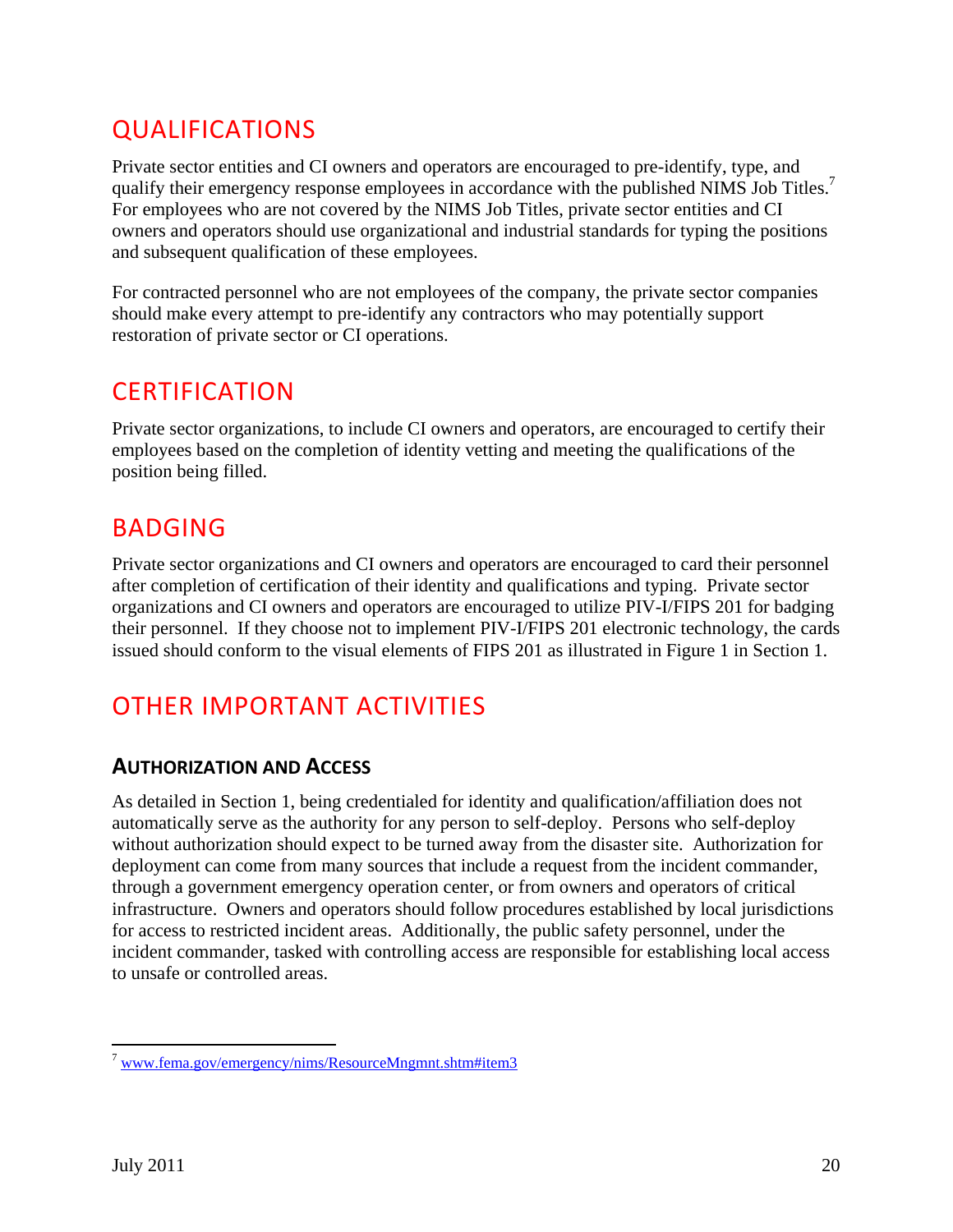## QUALIFICATIONS

Private sector entities and CI owners and operators are encouraged to pre-identify, type, and qualify their emergency response employees in accordance with the published NIMS Job Titles.[7] For employees who are not covered by the NIMS Job Titles, private sector entities and CI owners and operators should use organizational and industrial standards for typing the positions and subsequent qualification of these employees.

For contracted personnel who are not employees of the company, the private sector companies should make every attempt to pre-identify any contractors who may potentially support restoration of private sector or CI operations.

## CERTIFICATION

Private sector organizations, to include CI owners and operators, are encouraged to certify their employees based on the completion of identity vetting and meeting the qualifications of the position being filled.

## BADGING

Private sector organizations and CI owners and operators are encouraged to card their personnel after completion of certification of their identity and qualifications and typing. Private sector organizations and CI owners and operators are encouraged to utilize PIV-I/FIPS 201 for badging their personnel. If they choose not to implement PIV-I/FIPS 201 electronic technology, the cards issued should conform to the visual elements of FIPS 201 as illustrated in Figure 1 in Section 1.

## OTHER IMPORTANT ACTIVITIES

### AUTHORIZATION AND ACCESS

As detailed in Section 1, being credentialed for identity and qualification/affiliation does not automatically serve as the authority for any person to self-deploy. Persons who self-deploy without authorization should expect to be turned away from the disaster site. Authorization for deployment can come from many sources that include a request from the incident commander, through a government emergency operation center, or from owners and operators of critical infrastructure. Owners and operators should follow procedures established by local jurisdictions for access to restricted incident areas. Additionally, the public safety personnel, under the incident commander, tasked with controlling access are responsible for establishing local access to unsafe or controlled areas.

[7] www.fema.gov/emergency/nims/ResourceMngmnt.shtm#item3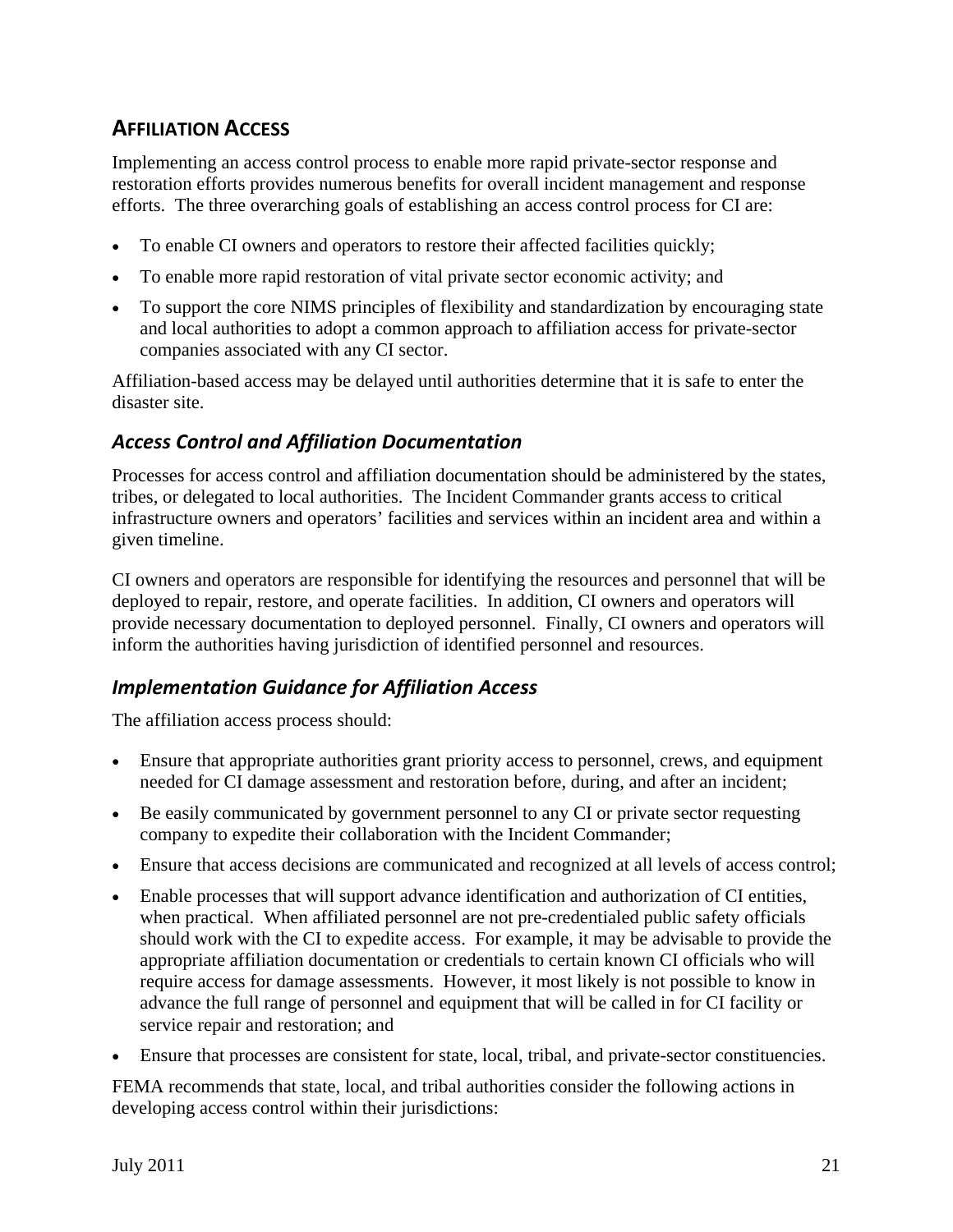## AFFILIATION ACCESS

Implementing an access control process to enable more rapid private-sector response and restoration efforts provides numerous benefits for overall incident management and response efforts. The three overarching goals of establishing an access control process for CI are:

- To enable CI owners and operators to restore their affected facilities quickly;
- To enable more rapid restoration of vital private sector economic activity; and
- To support the core NIMS principles of flexibility and standardization by encouraging state and local authorities to adopt a common approach to affiliation access for private-sector companies associated with any CI sector.

Affiliation-based access may be delayed until authorities determine that it is safe to enter the disaster site.

### *Access Control and Affiliation Documentation*

Processes for access control and affiliation documentation should be administered by the states, tribes, or delegated to local authorities. The Incident Commander grants access to critical infrastructure owners and operators' facilities and services within an incident area and within a given timeline.

CI owners and operators are responsible for identifying the resources and personnel that will be deployed to repair, restore, and operate facilities. In addition, CI owners and operators will provide necessary documentation to deployed personnel. Finally, CI owners and operators will inform the authorities having jurisdiction of identified personnel and resources.

### *Implementation Guidance for Affiliation Access*

The affiliation access process should:

- Ensure that appropriate authorities grant priority access to personnel, crews, and equipment needed for CI damage assessment and restoration before, during, and after an incident;
- Be easily communicated by government personnel to any CI or private sector requesting company to expedite their collaboration with the Incident Commander;
- Ensure that access decisions are communicated and recognized at all levels of access control;
- Enable processes that will support advance identification and authorization of CI entities, when practical. When affiliated personnel are not pre-credentialed public safety officials should work with the CI to expedite access. For example, it may be advisable to provide the appropriate affiliation documentation or credentials to certain known CI officials who will require access for damage assessments. However, it most likely is not possible to know in advance the full range of personnel and equipment that will be called in for CI facility or service repair and restoration; and
- Ensure that processes are consistent for state, local, tribal, and private-sector constituencies.

FEMA recommends that state, local, and tribal authorities consider the following actions in developing access control within their jurisdictions: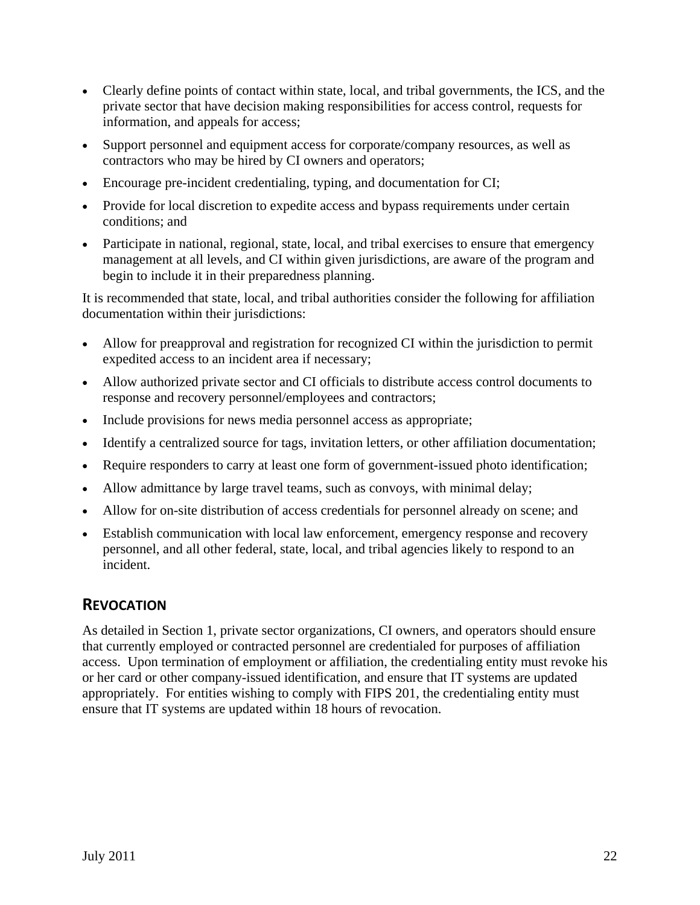- Clearly define points of contact within state, local, and tribal governments, the ICS, and the private sector that have decision making responsibilities for access control, requests for information, and appeals for access;
- Support personnel and equipment access for corporate/company resources, as well as contractors who may be hired by CI owners and operators;
- Encourage pre-incident credentialing, typing, and documentation for CI;
- Provide for local discretion to expedite access and bypass requirements under certain conditions; and
- Participate in national, regional, state, local, and tribal exercises to ensure that emergency management at all levels, and CI within given jurisdictions, are aware of the program and begin to include it in their preparedness planning.

It is recommended that state, local, and tribal authorities consider the following for affiliation documentation within their jurisdictions:

- Allow for preapproval and registration for recognized CI within the jurisdiction to permit expedited access to an incident area if necessary;
- Allow authorized private sector and CI officials to distribute access control documents to response and recovery personnel/employees and contractors;
- Include provisions for news media personnel access as appropriate;
- Identify a centralized source for tags, invitation letters, or other affiliation documentation;
- Require responders to carry at least one form of government-issued photo identification;
- Allow admittance by large travel teams, such as convoys, with minimal delay;
- Allow for on-site distribution of access credentials for personnel already on scene; and
- Establish communication with local law enforcement, emergency response and recovery personnel, and all other federal, state, local, and tribal agencies likely to respond to an incident.

## Revocation

As detailed in Section 1, private sector organizations, CI owners, and operators should ensure that currently employed or contracted personnel are credentialed for purposes of affiliation access. Upon termination of employment or affiliation, the credentialing entity must revoke his or her card or other company-issued identification, and ensure that IT systems are updated appropriately. For entities wishing to comply with FIPS 201, the credentialing entity must ensure that IT systems are updated within 18 hours of revocation.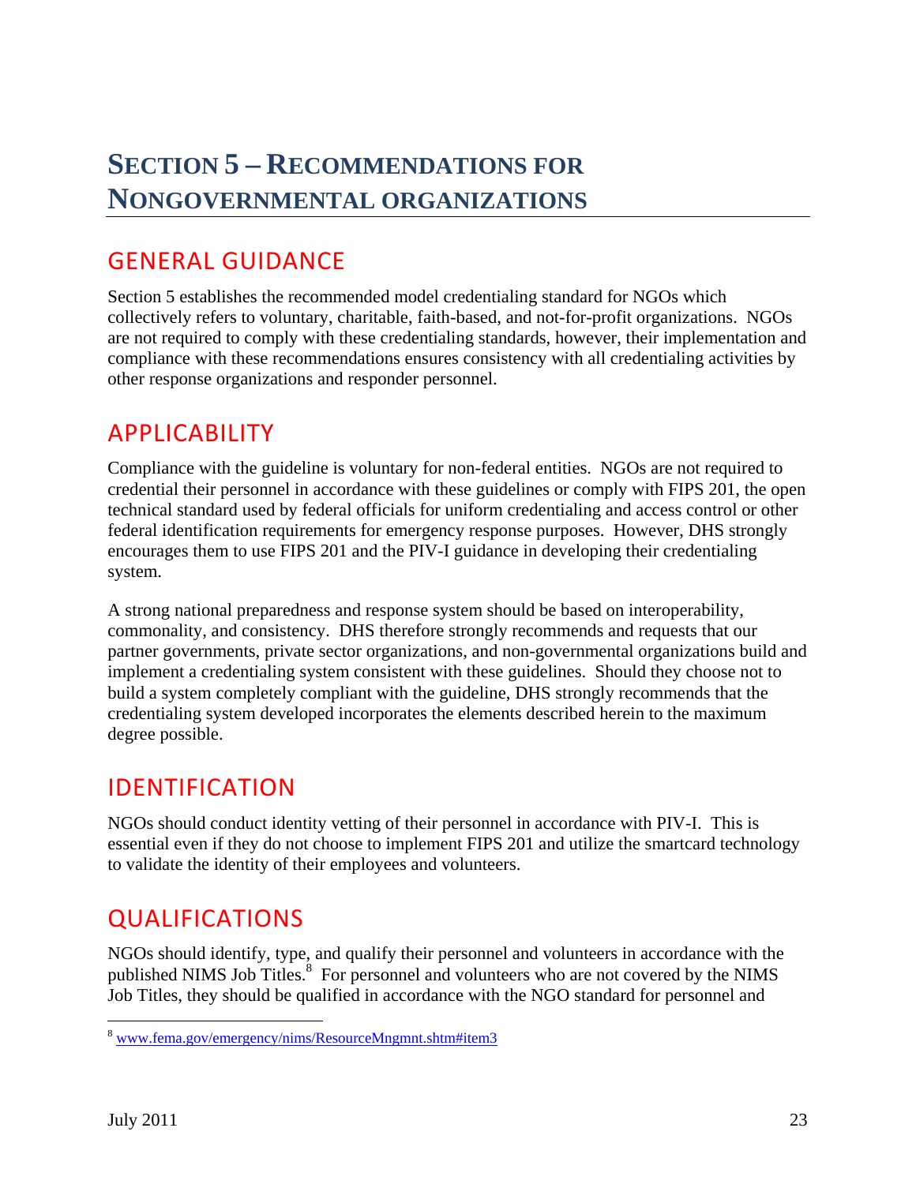# SECTION 5 – RECOMMENDATIONS FOR NONGOVERNMENTAL ORGANIZATIONS

## GENERAL GUIDANCE

Section 5 establishes the recommended model credentialing standard for NGOs which collectively refers to voluntary, charitable, faith-based, and not-for-profit organizations. NGOs are not required to comply with these credentialing standards, however, their implementation and compliance with these recommendations ensures consistency with all credentialing activities by other response organizations and responder personnel.

## APPLICABILITY

Compliance with the guideline is voluntary for non-federal entities. NGOs are not required to credential their personnel in accordance with these guidelines or comply with FIPS 201, the open technical standard used by federal officials for uniform credentialing and access control or other federal identification requirements for emergency response purposes. However, DHS strongly encourages them to use FIPS 201 and the PIV-I guidance in developing their credentialing system.

A strong national preparedness and response system should be based on interoperability, commonality, and consistency. DHS therefore strongly recommends and requests that our partner governments, private sector organizations, and non-governmental organizations build and implement a credentialing system consistent with these guidelines. Should they choose not to build a system completely compliant with the guideline, DHS strongly recommends that the credentialing system developed incorporates the elements described herein to the maximum degree possible.

## IDENTIFICATION

NGOs should conduct identity vetting of their personnel in accordance with PIV-I. This is essential even if they do not choose to implement FIPS 201 and utilize the smartcard technology to validate the identity of their employees and volunteers.

## QUALIFICATIONS

NGOs should identify, type, and qualify their personnel and volunteers in accordance with the published NIMS Job Titles.[8] For personnel and volunteers who are not covered by the NIMS Job Titles, they should be qualified in accordance with the NGO standard for personnel and

[8] www.fema.gov/emergency/nims/ResourceMngmnt.shtm#item3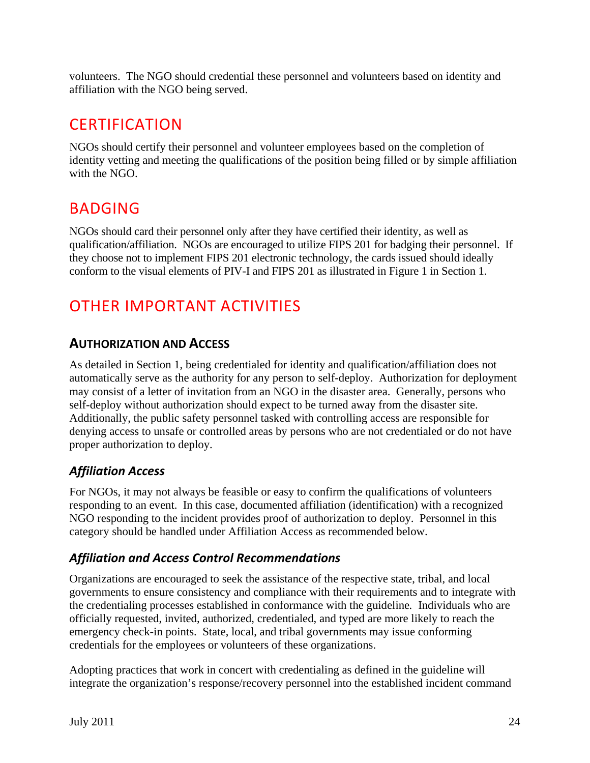volunteers. The NGO should credential these personnel and volunteers based on identity and affiliation with the NGO being served.

## CERTIFICATION

NGOs should certify their personnel and volunteer employees based on the completion of identity vetting and meeting the qualifications of the position being filled or by simple affiliation with the NGO.

## BADGING

NGOs should card their personnel only after they have certified their identity, as well as qualification/affiliation. NGOs are encouraged to utilize FIPS 201 for badging their personnel. If they choose not to implement FIPS 201 electronic technology, the cards issued should ideally conform to the visual elements of PIV-I and FIPS 201 as illustrated in Figure 1 in Section 1.

## OTHER IMPORTANT ACTIVITIES

### AUTHORIZATION AND ACCESS

As detailed in Section 1, being credentialed for identity and qualification/affiliation does not automatically serve as the authority for any person to self-deploy. Authorization for deployment may consist of a letter of invitation from an NGO in the disaster area. Generally, persons who self-deploy without authorization should expect to be turned away from the disaster site. Additionally, the public safety personnel tasked with controlling access are responsible for denying access to unsafe or controlled areas by persons who are not credentialed or do not have proper authorization to deploy.

#### *Affiliation Access*

For NGOs, it may not always be feasible or easy to confirm the qualifications of volunteers responding to an event. In this case, documented affiliation (identification) with a recognized NGO responding to the incident provides proof of authorization to deploy. Personnel in this category should be handled under Affiliation Access as recommended below.

#### *Affiliation and Access Control Recommendations*

Organizations are encouraged to seek the assistance of the respective state, tribal, and local governments to ensure consistency and compliance with their requirements and to integrate with the credentialing processes established in conformance with the guideline. Individuals who are officially requested, invited, authorized, credentialed, and typed are more likely to reach the emergency check-in points. State, local, and tribal governments may issue conforming credentials for the employees or volunteers of these organizations.

Adopting practices that work in concert with credentialing as defined in the guideline will integrate the organization's response/recovery personnel into the established incident command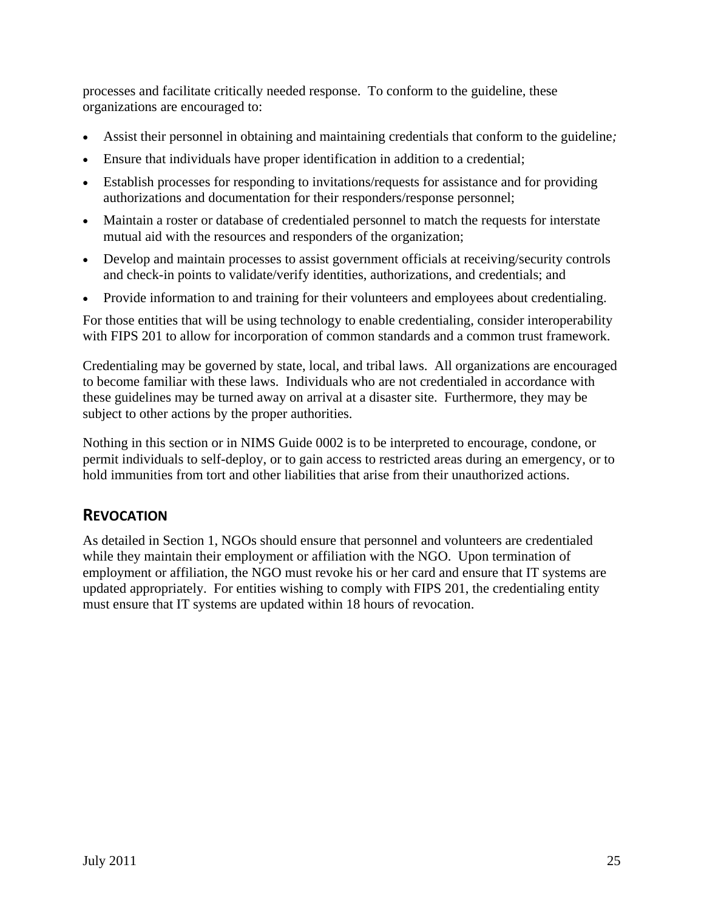processes and facilitate critically needed response. To conform to the guideline, these organizations are encouraged to:

- Assist their personnel in obtaining and maintaining credentials that conform to the guideline*;*
- Ensure that individuals have proper identification in addition to a credential;
- Establish processes for responding to invitations/requests for assistance and for providing authorizations and documentation for their responders/response personnel;
- Maintain a roster or database of credentialed personnel to match the requests for interstate mutual aid with the resources and responders of the organization;
- Develop and maintain processes to assist government officials at receiving/security controls and check-in points to validate/verify identities, authorizations, and credentials; and
- Provide information to and training for their volunteers and employees about credentialing.

For those entities that will be using technology to enable credentialing, consider interoperability with FIPS 201 to allow for incorporation of common standards and a common trust framework.

Credentialing may be governed by state, local, and tribal laws. All organizations are encouraged to become familiar with these laws. Individuals who are not credentialed in accordance with these guidelines may be turned away on arrival at a disaster site. Furthermore, they may be subject to other actions by the proper authorities.

Nothing in this section or in NIMS Guide 0002 is to be interpreted to encourage, condone, or permit individuals to self-deploy, or to gain access to restricted areas during an emergency, or to hold immunities from tort and other liabilities that arise from their unauthorized actions.

## REVOCATION

As detailed in Section 1, NGOs should ensure that personnel and volunteers are credentialed while they maintain their employment or affiliation with the NGO. Upon termination of employment or affiliation, the NGO must revoke his or her card and ensure that IT systems are updated appropriately. For entities wishing to comply with FIPS 201, the credentialing entity must ensure that IT systems are updated within 18 hours of revocation.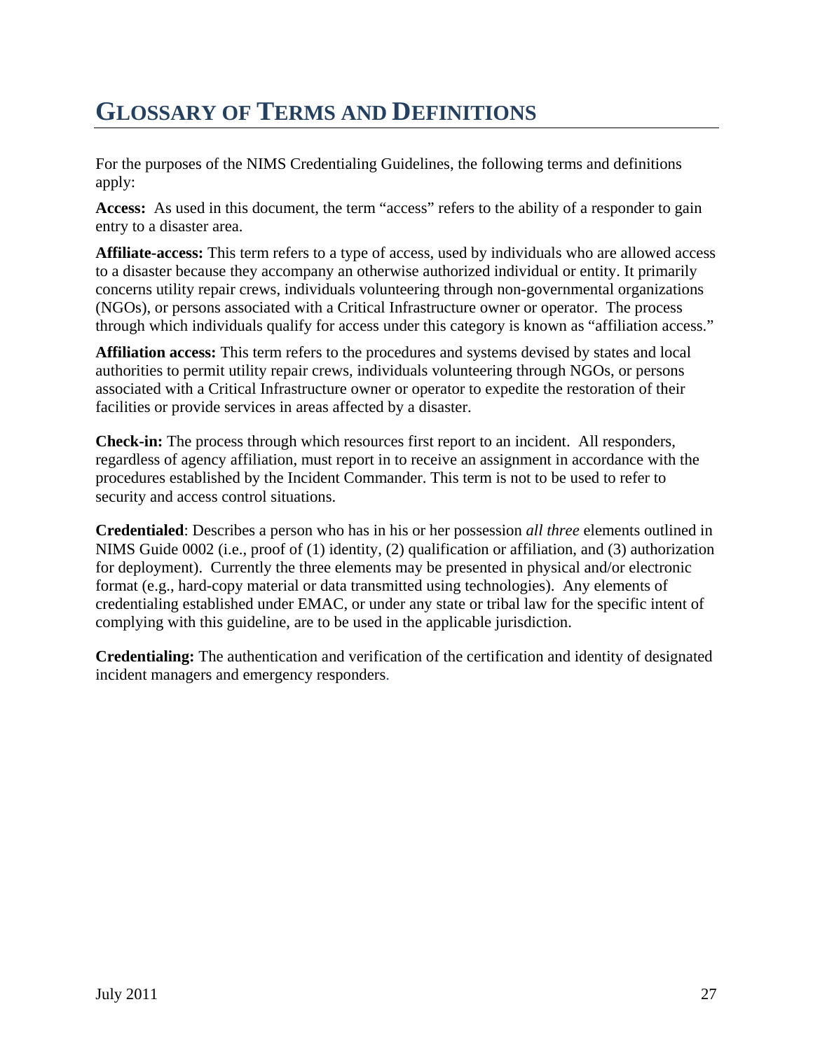# GLOSSARY OF TERMS AND DEFINITIONS

For the purposes of the NIMS Credentialing Guidelines, the following terms and definitions apply:

**Access:** As used in this document, the term "access" refers to the ability of a responder to gain entry to a disaster area.

**Affiliate-access:** This term refers to a type of access, used by individuals who are allowed access to a disaster because they accompany an otherwise authorized individual or entity. It primarily concerns utility repair crews, individuals volunteering through non-governmental organizations (NGOs), or persons associated with a Critical Infrastructure owner or operator. The process through which individuals qualify for access under this category is known as "affiliation access."

**Affiliation access:** This term refers to the procedures and systems devised by states and local authorities to permit utility repair crews, individuals volunteering through NGOs, or persons associated with a Critical Infrastructure owner or operator to expedite the restoration of their facilities or provide services in areas affected by a disaster.

**Check-in:** The process through which resources first report to an incident. All responders, regardless of agency affiliation, must report in to receive an assignment in accordance with the procedures established by the Incident Commander. This term is not to be used to refer to security and access control situations.

**Credentialed**: Describes a person who has in his or her possession *all three* elements outlined in NIMS Guide 0002 (i.e., proof of (1) identity, (2) qualification or affiliation, and (3) authorization for deployment). Currently the three elements may be presented in physical and/or electronic format (e.g., hard-copy material or data transmitted using technologies). Any elements of credentialing established under EMAC, or under any state or tribal law for the specific intent of complying with this guideline, are to be used in the applicable jurisdiction.

**Credentialing:** The authentication and verification of the certification and identity of designated incident managers and emergency responders.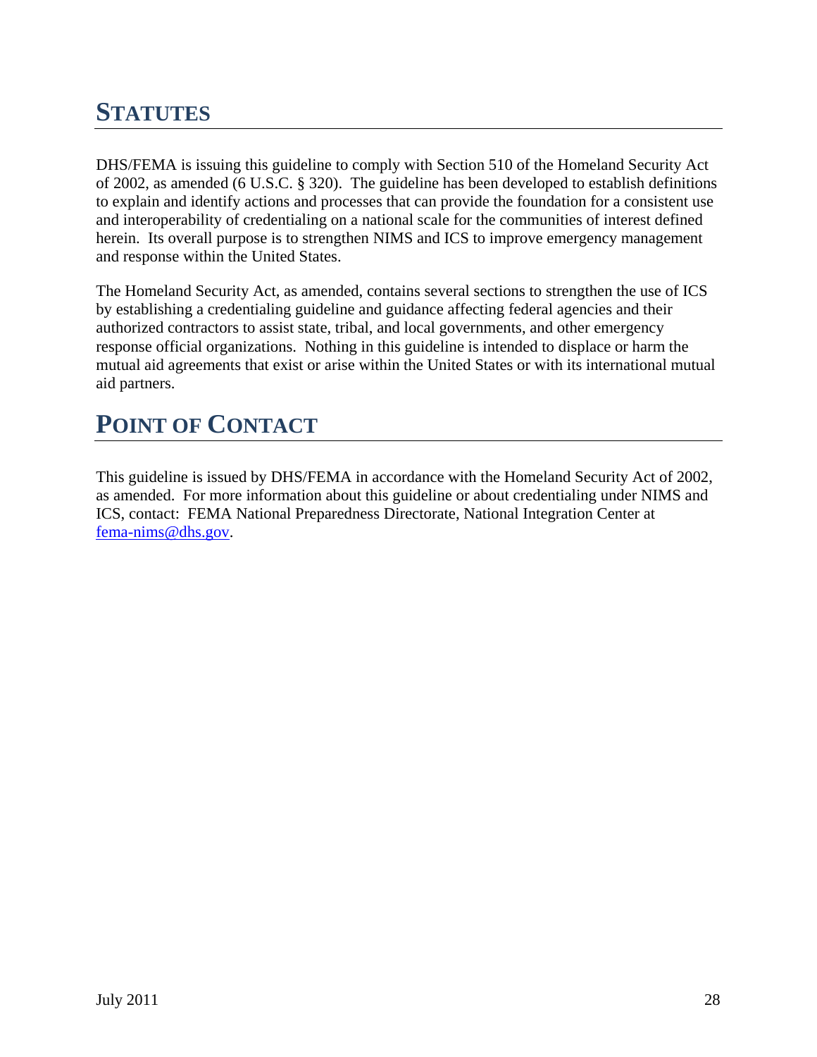# STATUTES

DHS/FEMA is issuing this guideline to comply with Section 510 of the Homeland Security Act of 2002, as amended (6 U.S.C. § 320). The guideline has been developed to establish definitions to explain and identify actions and processes that can provide the foundation for a consistent use and interoperability of credentialing on a national scale for the communities of interest defined herein. Its overall purpose is to strengthen NIMS and ICS to improve emergency management and response within the United States.

The Homeland Security Act, as amended, contains several sections to strengthen the use of ICS by establishing a credentialing guideline and guidance affecting federal agencies and their authorized contractors to assist state, tribal, and local governments, and other emergency response official organizations. Nothing in this guideline is intended to displace or harm the mutual aid agreements that exist or arise within the United States or with its international mutual aid partners.

# POINT OF CONTACT

This guideline is issued by DHS/FEMA in accordance with the Homeland Security Act of 2002, as amended. For more information about this guideline or about credentialing under NIMS and ICS, contact: FEMA National Preparedness Directorate, National Integration Center at fema-nims@dhs.gov.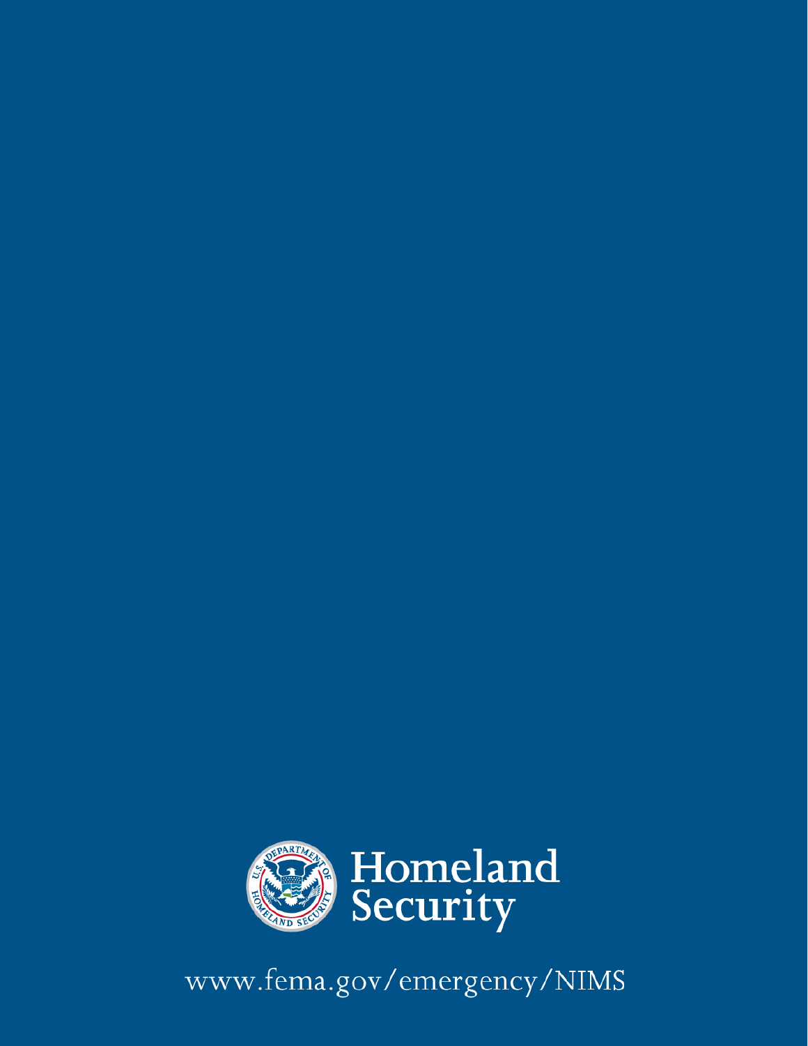Homeland Security

www.fema.gov/emergency/NIMS